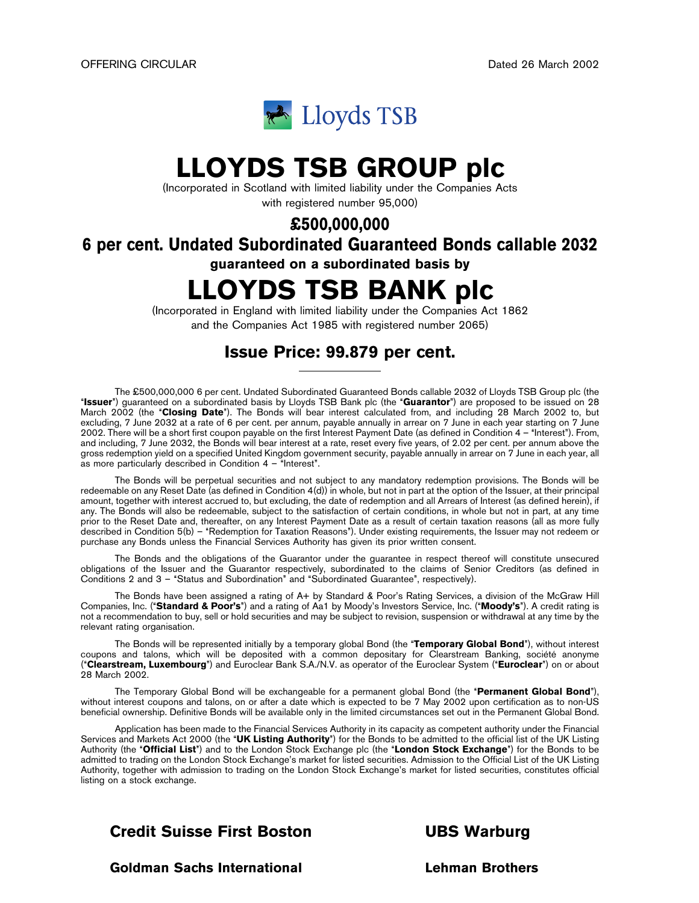OFFERING CIRCULAR

Dated 26 March 2002

Lloyds TSB

# LLOYDS TSB GROUP plc

(Incorporated in Scotland with limited liability under the Companies Acts with registered number 95,000)

## £500,000,000

## 6 per cent. Undated Subordinated Guaranteed Bonds callable 2032

**guaranteed on a subordinated basis by**

# LLOYDS TSB BANK plc

(Incorporated in England with limited liability under the Companies Act 1862 and the Companies Act 1985 with registered number 2065)

## Issue Price: 99.879 per cent.

The £500,000,000 6 per cent. Undated Subordinated Guaranteed Bonds callable 2032 of Lloyds TSB Group plc (the "**Issuer**") guaranteed on a subordinated basis by Lloyds TSB Bank plc (the "**Guarantor**") are proposed to be issued on 28 March 2002 (the "**Closing Date**"). The Bonds will bear interest calculated from, and including 28 March 2002 to, but excluding, 7 June 2032 at a rate of 6 per cent. per annum, payable annually in arrear on 7 June in each year starting on 7 June 2002. There will be a short first coupon payable on the first Interest Payment Date (as defined in Condition 4 – "Interest"). From, and including, 7 June 2032, the Bonds will bear interest at a rate, reset every five years, of 2.02 per cent. per annum above the gross redemption yield on a specified United Kingdom government security, payable annually in arrear on 7 June in each year, all as more particularly described in Condition 4 – "Interest".

The Bonds will be perpetual securities and not subject to any mandatory redemption provisions. The Bonds will be redeemable on any Reset Date (as defined in Condition 4(d)) in whole, but not in part at the option of the Issuer, at their principal amount, together with interest accrued to, but excluding, the date of redemption and all Arrears of Interest (as defined herein), if any. The Bonds will also be redeemable, subject to the satisfaction of certain conditions, in whole but not in part, at any time prior to the Reset Date and, thereafter, on any Interest Payment Date as a result of certain taxation reasons (all as more fully described in Condition 5(b) – "Redemption for Taxation Reasons"). Under existing requirements, the Issuer may not redeem or purchase any Bonds unless the Financial Services Authority has given its prior written consent.

The Bonds and the obligations of the Guarantor under the guarantee in respect thereof will constitute unsecured obligations of the Issuer and the Guarantor respectively, subordinated to the claims of Senior Creditors (as defined in Conditions 2 and 3 – "Status and Subordination" and "Subordinated Guarantee", respectively).

The Bonds have been assigned a rating of A+ by Standard & Poor's Rating Services, a division of the McGraw Hill Companies, Inc. ("**Standard & Poor's**") and a rating of Aa1 by Moody's Investors Service, Inc. ("**Moody's**"). A credit rating is not a recommendation to buy, sell or hold securities and may be subject to revision, suspension or withdrawal at any time by the relevant rating organisation.

The Bonds will be represented initially by a temporary global Bond (the "**Temporary Global Bond**"), without interest coupons and talons, which will be deposited with a common depositary for Clearstream Banking, société anonyme ("**Clearstream, Luxembourg**") and Euroclear Bank S.A./N.V. as operator of the Euroclear System ("**Euroclear**") on or about 28 March 2002.

The Temporary Global Bond will be exchangeable for a permanent global Bond (the "**Permanent Global Bond**"), without interest coupons and talons, on or after a date which is expected to be 7 May 2002 upon certification as to non-US beneficial ownership. Definitive Bonds will be available only in the limited circumstances set out in the Permanent Global Bond.

Application has been made to the Financial Services Authority in its capacity as competent authority under the Financial Services and Markets Act 2000 (the "**UK Listing Authority**") for the Bonds to be admitted to the official list of the UK Listing Authority (the "**Official List**") and to the London Stock Exchange plc (the "**London Stock Exchange**") for the Bonds to be admitted to trading on the London Stock Exchange's market for listed securities. Admission to the Official List of the UK Listing Authority, together with admission to trading on the London Stock Exchange's market for listed securities, constitutes official listing on a stock exchange.

**Credit Suisse First Boston** **UBS Warburg**

**Goldman Sachs International** **Lehman Brothers**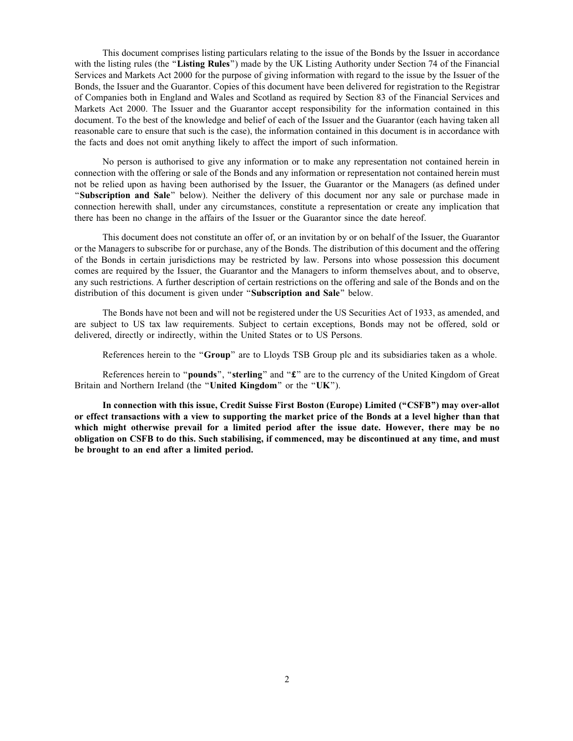This document comprises listing particulars relating to the issue of the Bonds by the Issuer in accordance with the listing rules (the "**Listing Rules**") made by the UK Listing Authority under Section 74 of the Financial Services and Markets Act 2000 for the purpose of giving information with regard to the issue by the Issuer of the Bonds, the Issuer and the Guarantor. Copies of this document have been delivered for registration to the Registrar of Companies both in England and Wales and Scotland as required by Section 83 of the Financial Services and Markets Act 2000. The Issuer and the Guarantor accept responsibility for the information contained in this document. To the best of the knowledge and belief of each of the Issuer and the Guarantor (each having taken all reasonable care to ensure that such is the case), the information contained in this document is in accordance with the facts and does not omit anything likely to affect the import of such information.

No person is authorised to give any information or to make any representation not contained herein in connection with the offering or sale of the Bonds and any information or representation not contained herein must not be relied upon as having been authorised by the Issuer, the Guarantor or the Managers (as defined under "**Subscription and Sale**" below). Neither the delivery of this document nor any sale or purchase made in connection herewith shall, under any circumstances, constitute a representation or create any implication that there has been no change in the affairs of the Issuer or the Guarantor since the date hereof.

This document does not constitute an offer of, or an invitation by or on behalf of the Issuer, the Guarantor or the Managers to subscribe for or purchase, any of the Bonds. The distribution of this document and the offering of the Bonds in certain jurisdictions may be restricted by law. Persons into whose possession this document comes are required by the Issuer, the Guarantor and the Managers to inform themselves about, and to observe, any such restrictions. A further description of certain restrictions on the offering and sale of the Bonds and on the distribution of this document is given under "**Subscription and Sale**" below.

The Bonds have not been and will not be registered under the US Securities Act of 1933, as amended, and are subject to US tax law requirements. Subject to certain exceptions, Bonds may not be offered, sold or delivered, directly or indirectly, within the United States or to US Persons.

References herein to the "**Group**" are to Lloyds TSB Group plc and its subsidiaries taken as a whole.

References herein to "**pounds**", "**sterling**" and "**£**" are to the currency of the United Kingdom of Great Britain and Northern Ireland (the "**United Kingdom**" or the "**UK**").

**In connection with this issue, Credit Suisse First Boston (Europe) Limited ("CSFB") may over-allot or effect transactions with a view to supporting the market price of the Bonds at a level higher than that which might otherwise prevail for a limited period after the issue date. However, there may be no obligation on CSFB to do this. Such stabilising, if commenced, may be discontinued at any time, and must be brought to an end after a limited period.**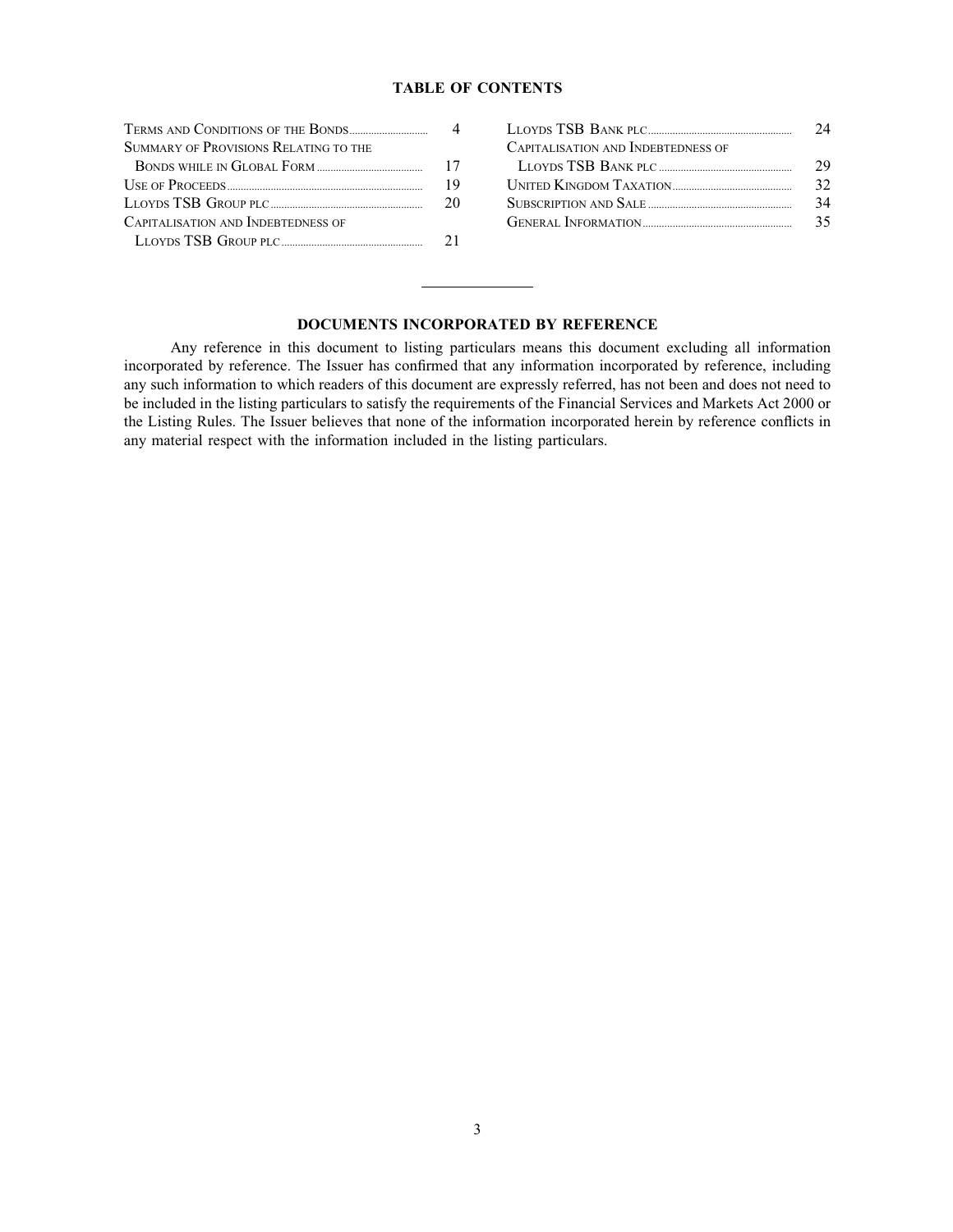## TABLE OF CONTENTS

| | |
|---|---|
| Terms and Conditions of the Bonds | 4 |
| Summary of Provisions Relating to the Bonds while in Global Form | 17 |
| Use of Proceeds | 19 |
| Lloyds TSB Group plc | 20 |
| Capitalisation and Indebtedness of Lloyds TSB Group plc | 21 |
| Lloyds TSB Bank plc | 24 |
| Capitalisation and Indebtedness of Lloyds TSB Bank plc | 29 |
| United Kingdom Taxation | 32 |
| Subscription and Sale | 34 |
| General Information | 35 |

## DOCUMENTS INCORPORATED BY REFERENCE

Any reference in this document to listing particulars means this document excluding all information incorporated by reference. The Issuer has confirmed that any information incorporated by reference, including any such information to which readers of this document are expressly referred, has not been and does not need to be included in the listing particulars to satisfy the requirements of the Financial Services and Markets Act 2000 or the Listing Rules. The Issuer believes that none of the information incorporated herein by reference conflicts in any material respect with the information included in the listing particulars.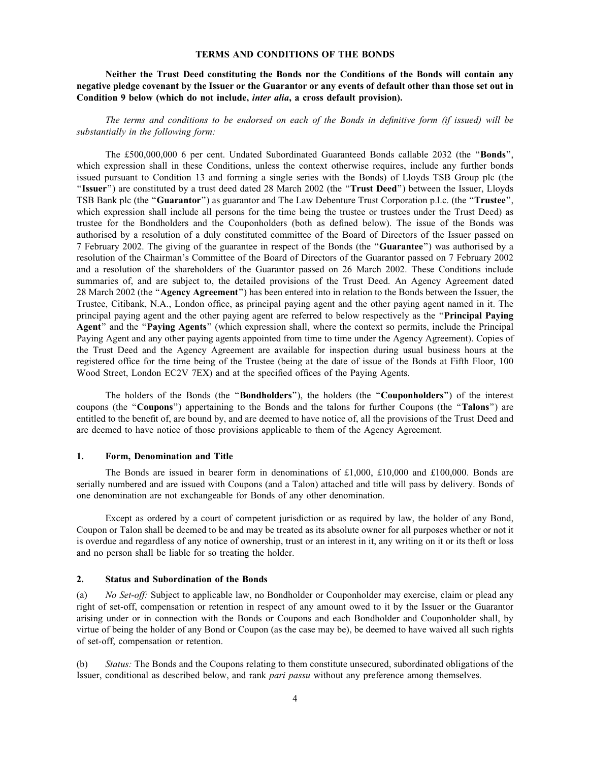## TERMS AND CONDITIONS OF THE BONDS

**Neither the Trust Deed constituting the Bonds nor the Conditions of the Bonds will contain any negative pledge covenant by the Issuer or the Guarantor or any events of default other than those set out in Condition 9 below (which do not include, *inter alia*, a cross default provision).**

*The terms and conditions to be endorsed on each of the Bonds in definitive form (if issued) will be substantially in the following form:*

The £500,000,000 6 per cent. Undated Subordinated Guaranteed Bonds callable 2032 (the "**Bonds**", which expression shall in these Conditions, unless the context otherwise requires, include any further bonds issued pursuant to Condition 13 and forming a single series with the Bonds) of Lloyds TSB Group plc (the "**Issuer**") are constituted by a trust deed dated 28 March 2002 (the "**Trust Deed**") between the Issuer, Lloyds TSB Bank plc (the "**Guarantor**") as guarantor and The Law Debenture Trust Corporation p.l.c. (the "**Trustee**", which expression shall include all persons for the time being the trustee or trustees under the Trust Deed) as trustee for the Bondholders and the Couponholders (both as defined below). The issue of the Bonds was authorised by a resolution of a duly constituted committee of the Board of Directors of the Issuer passed on 7 February 2002. The giving of the guarantee in respect of the Bonds (the "**Guarantee**") was authorised by a resolution of the Chairman's Committee of the Board of Directors of the Guarantor passed on 7 February 2002 and a resolution of the shareholders of the Guarantor passed on 26 March 2002. These Conditions include summaries of, and are subject to, the detailed provisions of the Trust Deed. An Agency Agreement dated 28 March 2002 (the "**Agency Agreement**") has been entered into in relation to the Bonds between the Issuer, the Trustee, Citibank, N.A., London office, as principal paying agent and the other paying agent named in it. The principal paying agent and the other paying agent are referred to below respectively as the "**Principal Paying Agent**" and the "**Paying Agents**" (which expression shall, where the context so permits, include the Principal Paying Agent and any other paying agents appointed from time to time under the Agency Agreement). Copies of the Trust Deed and the Agency Agreement are available for inspection during usual business hours at the registered office for the time being of the Trustee (being at the date of issue of the Bonds at Fifth Floor, 100 Wood Street, London EC2V 7EX) and at the specified offices of the Paying Agents.

The holders of the Bonds (the "**Bondholders**"), the holders (the "**Couponholders**") of the interest coupons (the "**Coupons**") appertaining to the Bonds and the talons for further Coupons (the "**Talons**") are entitled to the benefit of, are bound by, and are deemed to have notice of, all the provisions of the Trust Deed and are deemed to have notice of those provisions applicable to them of the Agency Agreement.

### 1. Form, Denomination and Title

The Bonds are issued in bearer form in denominations of £1,000, £10,000 and £100,000. Bonds are serially numbered and are issued with Coupons (and a Talon) attached and title will pass by delivery. Bonds of one denomination are not exchangeable for Bonds of any other denomination.

Except as ordered by a court of competent jurisdiction or as required by law, the holder of any Bond, Coupon or Talon shall be deemed to be and may be treated as its absolute owner for all purposes whether or not it is overdue and regardless of any notice of ownership, trust or an interest in it, any writing on it or its theft or loss and no person shall be liable for so treating the holder.

### 2. Status and Subordination of the Bonds

(a) *No Set-off:* Subject to applicable law, no Bondholder or Couponholder may exercise, claim or plead any right of set-off, compensation or retention in respect of any amount owed to it by the Issuer or the Guarantor arising under or in connection with the Bonds or Coupons and each Bondholder and Couponholder shall, by virtue of being the holder of any Bond or Coupon (as the case may be), be deemed to have waived all such rights of set-off, compensation or retention.

(b) *Status:* The Bonds and the Coupons relating to them constitute unsecured, subordinated obligations of the Issuer, conditional as described below, and rank *pari passu* without any preference among themselves.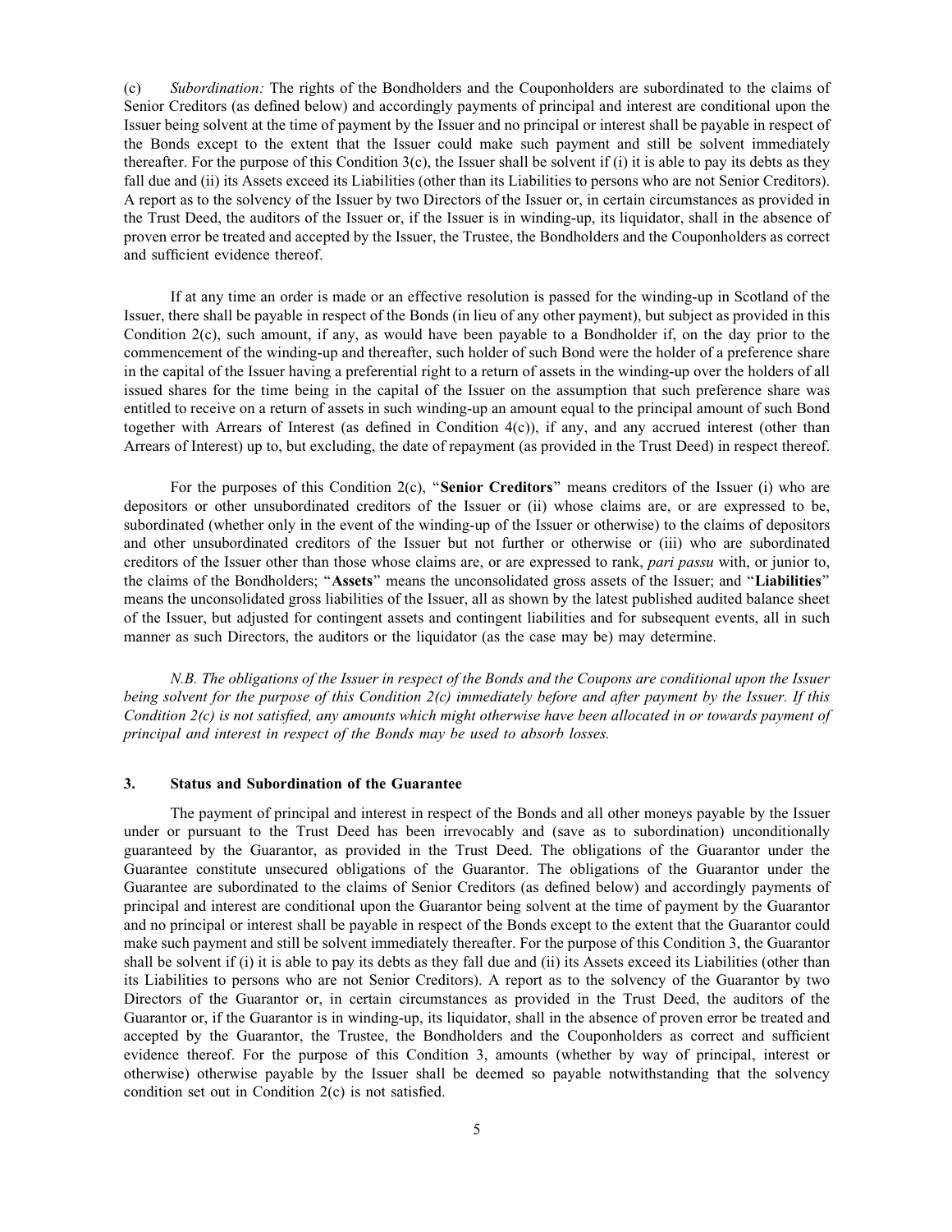(c) *Subordination:* The rights of the Bondholders and the Couponholders are subordinated to the claims of Senior Creditors (as defined below) and accordingly payments of principal and interest are conditional upon the Issuer being solvent at the time of payment by the Issuer and no principal or interest shall be payable in respect of the Bonds except to the extent that the Issuer could make such payment and still be solvent immediately thereafter. For the purpose of this Condition 3(c), the Issuer shall be solvent if (i) it is able to pay its debts as they fall due and (ii) its Assets exceed its Liabilities (other than its Liabilities to persons who are not Senior Creditors). A report as to the solvency of the Issuer by two Directors of the Issuer or, in certain circumstances as provided in the Trust Deed, the auditors of the Issuer or, if the Issuer is in winding-up, its liquidator, shall in the absence of proven error be treated and accepted by the Issuer, the Trustee, the Bondholders and the Couponholders as correct and sufficient evidence thereof.

If at any time an order is made or an effective resolution is passed for the winding-up in Scotland of the Issuer, there shall be payable in respect of the Bonds (in lieu of any other payment), but subject as provided in this Condition 2(c), such amount, if any, as would have been payable to a Bondholder if, on the day prior to the commencement of the winding-up and thereafter, such holder of such Bond were the holder of a preference share in the capital of the Issuer having a preferential right to a return of assets in the winding-up over the holders of all issued shares for the time being in the capital of the Issuer on the assumption that such preference share was entitled to receive on a return of assets in such winding-up an amount equal to the principal amount of such Bond together with Arrears of Interest (as defined in Condition 4(c)), if any, and any accrued interest (other than Arrears of Interest) up to, but excluding, the date of repayment (as provided in the Trust Deed) in respect thereof.

For the purposes of this Condition 2(c), "**Senior Creditors**" means creditors of the Issuer (i) who are depositors or other unsubordinated creditors of the Issuer or (ii) whose claims are, or are expressed to be, subordinated (whether only in the event of the winding-up of the Issuer or otherwise) to the claims of depositors and other unsubordinated creditors of the Issuer but not further or otherwise or (iii) who are subordinated creditors of the Issuer other than those whose claims are, or are expressed to rank, *pari passu* with, or junior to, the claims of the Bondholders; "**Assets**" means the unconsolidated gross assets of the Issuer; and "**Liabilities**" means the unconsolidated gross liabilities of the Issuer, all as shown by the latest published audited balance sheet of the Issuer, but adjusted for contingent assets and contingent liabilities and for subsequent events, all in such manner as such Directors, the auditors or the liquidator (as the case may be) may determine.

*N.B. The obligations of the Issuer in respect of the Bonds and the Coupons are conditional upon the Issuer being solvent for the purpose of this Condition 2(c) immediately before and after payment by the Issuer. If this Condition 2(c) is not satisfied, any amounts which might otherwise have been allocated in or towards payment of principal and interest in respect of the Bonds may be used to absorb losses.*

### 3. Status and Subordination of the Guarantee

The payment of principal and interest in respect of the Bonds and all other moneys payable by the Issuer under or pursuant to the Trust Deed has been irrevocably and (save as to subordination) unconditionally guaranteed by the Guarantor, as provided in the Trust Deed. The obligations of the Guarantor under the Guarantee constitute unsecured obligations of the Guarantor. The obligations of the Guarantor under the Guarantee are subordinated to the claims of Senior Creditors (as defined below) and accordingly payments of principal and interest are conditional upon the Guarantor being solvent at the time of payment by the Guarantor and no principal or interest shall be payable in respect of the Bonds except to the extent that the Guarantor could make such payment and still be solvent immediately thereafter. For the purpose of this Condition 3, the Guarantor shall be solvent if (i) it is able to pay its debts as they fall due and (ii) its Assets exceed its Liabilities (other than its Liabilities to persons who are not Senior Creditors). A report as to the solvency of the Guarantor by two Directors of the Guarantor or, in certain circumstances as provided in the Trust Deed, the auditors of the Guarantor or, if the Guarantor is in winding-up, its liquidator, shall in the absence of proven error be treated and accepted by the Guarantor, the Trustee, the Bondholders and the Couponholders as correct and sufficient evidence thereof. For the purpose of this Condition 3, amounts (whether by way of principal, interest or otherwise) otherwise payable by the Issuer shall be deemed so payable notwithstanding that the solvency condition set out in Condition 2(c) is not satisfied.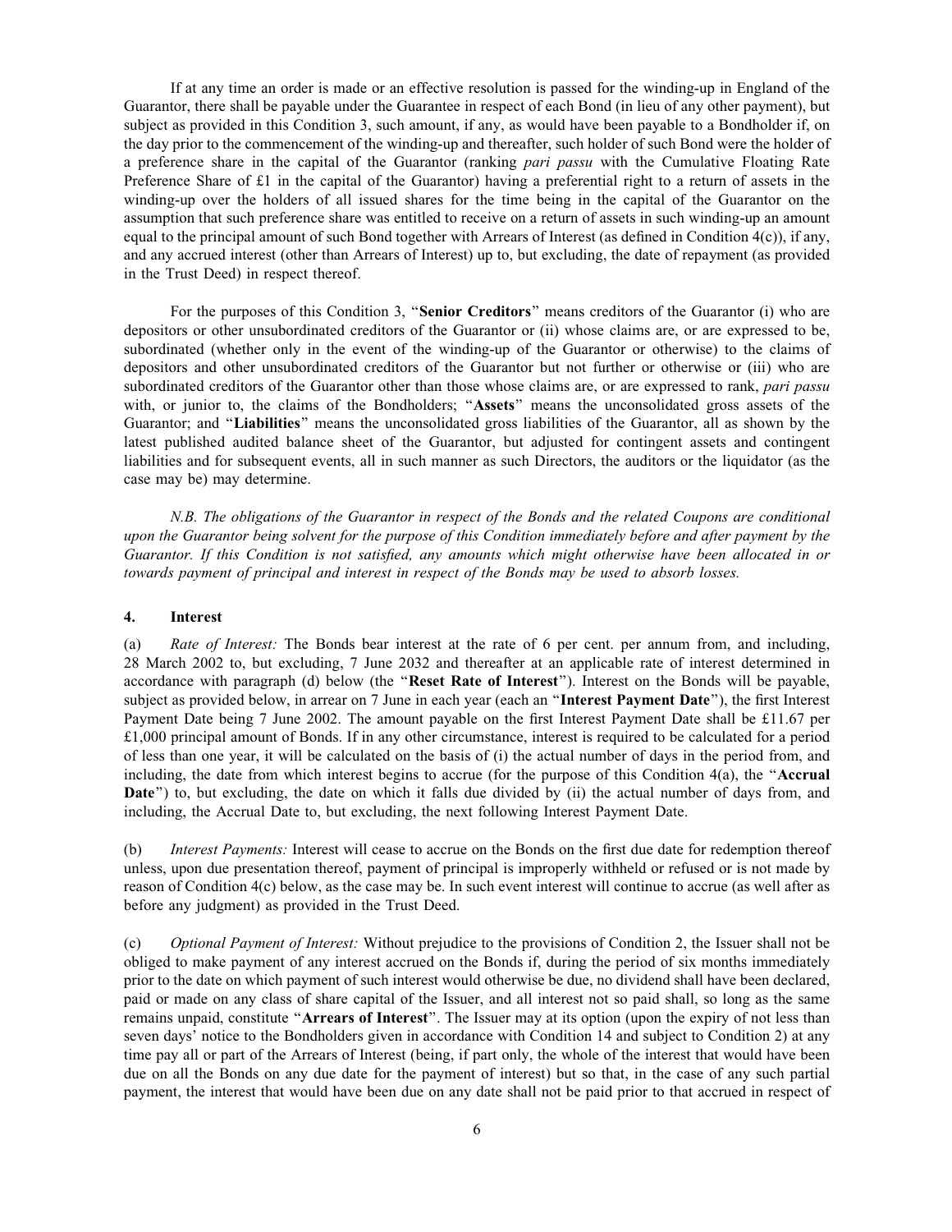If at any time an order is made or an effective resolution is passed for the winding-up in England of the Guarantor, there shall be payable under the Guarantee in respect of each Bond (in lieu of any other payment), but subject as provided in this Condition 3, such amount, if any, as would have been payable to a Bondholder if, on the day prior to the commencement of the winding-up and thereafter, such holder of such Bond were the holder of a preference share in the capital of the Guarantor (ranking *pari passu* with the Cumulative Floating Rate Preference Share of £1 in the capital of the Guarantor) having a preferential right to a return of assets in the winding-up over the holders of all issued shares for the time being in the capital of the Guarantor on the assumption that such preference share was entitled to receive on a return of assets in such winding-up an amount equal to the principal amount of such Bond together with Arrears of Interest (as defined in Condition 4(c)), if any, and any accrued interest (other than Arrears of Interest) up to, but excluding, the date of repayment (as provided in the Trust Deed) in respect thereof.

For the purposes of this Condition 3, "**Senior Creditors**" means creditors of the Guarantor (i) who are depositors or other unsubordinated creditors of the Guarantor or (ii) whose claims are, or are expressed to be, subordinated (whether only in the event of the winding-up of the Guarantor or otherwise) to the claims of depositors and other unsubordinated creditors of the Guarantor but not further or otherwise or (iii) who are subordinated creditors of the Guarantor other than those whose claims are, or are expressed to rank, *pari passu* with, or junior to, the claims of the Bondholders; "**Assets**" means the unconsolidated gross assets of the Guarantor; and "**Liabilities**" means the unconsolidated gross liabilities of the Guarantor, all as shown by the latest published audited balance sheet of the Guarantor, but adjusted for contingent assets and contingent liabilities and for subsequent events, all in such manner as such Directors, the auditors or the liquidator (as the case may be) may determine.

*N.B. The obligations of the Guarantor in respect of the Bonds and the related Coupons are conditional upon the Guarantor being solvent for the purpose of this Condition immediately before and after payment by the Guarantor. If this Condition is not satisfied, any amounts which might otherwise have been allocated in or towards payment of principal and interest in respect of the Bonds may be used to absorb losses.*

## 4. Interest

(a) *Rate of Interest:* The Bonds bear interest at the rate of 6 per cent. per annum from, and including, 28 March 2002 to, but excluding, 7 June 2032 and thereafter at an applicable rate of interest determined in accordance with paragraph (d) below (the "**Reset Rate of Interest**"). Interest on the Bonds will be payable, subject as provided below, in arrear on 7 June in each year (each an "**Interest Payment Date**"), the first Interest Payment Date being 7 June 2002. The amount payable on the first Interest Payment Date shall be £11.67 per £1,000 principal amount of Bonds. If in any other circumstance, interest is required to be calculated for a period of less than one year, it will be calculated on the basis of (i) the actual number of days in the period from, and including, the date from which interest begins to accrue (for the purpose of this Condition 4(a), the "**Accrual Date**") to, but excluding, the date on which it falls due divided by (ii) the actual number of days from, and including, the Accrual Date to, but excluding, the next following Interest Payment Date.

(b) *Interest Payments:* Interest will cease to accrue on the Bonds on the first due date for redemption thereof unless, upon due presentation thereof, payment of principal is improperly withheld or refused or is not made by reason of Condition 4(c) below, as the case may be. In such event interest will continue to accrue (as well after as before any judgment) as provided in the Trust Deed.

(c) *Optional Payment of Interest:* Without prejudice to the provisions of Condition 2, the Issuer shall not be obliged to make payment of any interest accrued on the Bonds if, during the period of six months immediately prior to the date on which payment of such interest would otherwise be due, no dividend shall have been declared, paid or made on any class of share capital of the Issuer, and all interest not so paid shall, so long as the same remains unpaid, constitute "**Arrears of Interest**". The Issuer may at its option (upon the expiry of not less than seven days' notice to the Bondholders given in accordance with Condition 14 and subject to Condition 2) at any time pay all or part of the Arrears of Interest (being, if part only, the whole of the interest that would have been due on all the Bonds on any due date for the payment of interest) but so that, in the case of any such partial payment, the interest that would have been due on any date shall not be paid prior to that accrued in respect of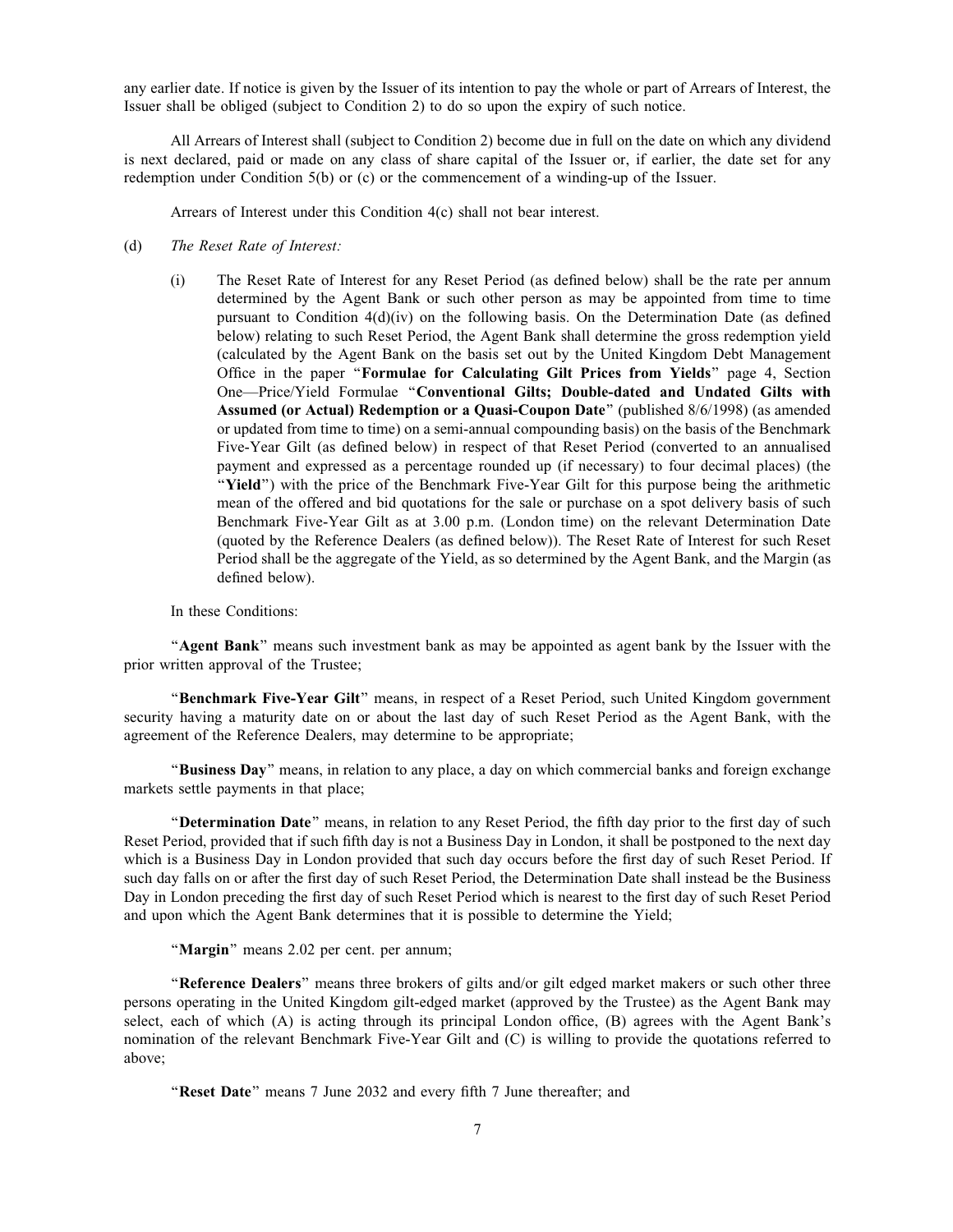any earlier date. If notice is given by the Issuer of its intention to pay the whole or part of Arrears of Interest, the Issuer shall be obliged (subject to Condition 2) to do so upon the expiry of such notice.

All Arrears of Interest shall (subject to Condition 2) become due in full on the date on which any dividend is next declared, paid or made on any class of share capital of the Issuer or, if earlier, the date set for any redemption under Condition 5(b) or (c) or the commencement of a winding-up of the Issuer.

Arrears of Interest under this Condition 4(c) shall not bear interest.

(d) *The Reset Rate of Interest:*

(i) The Reset Rate of Interest for any Reset Period (as defined below) shall be the rate per annum determined by the Agent Bank or such other person as may be appointed from time to time pursuant to Condition 4(d)(iv) on the following basis. On the Determination Date (as defined below) relating to such Reset Period, the Agent Bank shall determine the gross redemption yield (calculated by the Agent Bank on the basis set out by the United Kingdom Debt Management Office in the paper "**Formulae for Calculating Gilt Prices from Yields**" page 4, Section One—Price/Yield Formulae "**Conventional Gilts; Double-dated and Undated Gilts with Assumed (or Actual) Redemption or a Quasi-Coupon Date**" (published 8/6/1998) (as amended or updated from time to time) on a semi-annual compounding basis) on the basis of the Benchmark Five-Year Gilt (as defined below) in respect of that Reset Period (converted to an annualised payment and expressed as a percentage rounded up (if necessary) to four decimal places) (the "**Yield**") with the price of the Benchmark Five-Year Gilt for this purpose being the arithmetic mean of the offered and bid quotations for the sale or purchase on a spot delivery basis of such Benchmark Five-Year Gilt as at 3.00 p.m. (London time) on the relevant Determination Date (quoted by the Reference Dealers (as defined below)). The Reset Rate of Interest for such Reset Period shall be the aggregate of the Yield, as so determined by the Agent Bank, and the Margin (as defined below).

In these Conditions:

"**Agent Bank**" means such investment bank as may be appointed as agent bank by the Issuer with the prior written approval of the Trustee;

"**Benchmark Five-Year Gilt**" means, in respect of a Reset Period, such United Kingdom government security having a maturity date on or about the last day of such Reset Period as the Agent Bank, with the agreement of the Reference Dealers, may determine to be appropriate;

"**Business Day**" means, in relation to any place, a day on which commercial banks and foreign exchange markets settle payments in that place;

"**Determination Date**" means, in relation to any Reset Period, the fifth day prior to the first day of such Reset Period, provided that if such fifth day is not a Business Day in London, it shall be postponed to the next day which is a Business Day in London provided that such day occurs before the first day of such Reset Period. If such day falls on or after the first day of such Reset Period, the Determination Date shall instead be the Business Day in London preceding the first day of such Reset Period which is nearest to the first day of such Reset Period and upon which the Agent Bank determines that it is possible to determine the Yield;

"**Margin**" means 2.02 per cent. per annum;

"**Reference Dealers**" means three brokers of gilts and/or gilt edged market makers or such other three persons operating in the United Kingdom gilt-edged market (approved by the Trustee) as the Agent Bank may select, each of which (A) is acting through its principal London office, (B) agrees with the Agent Bank's nomination of the relevant Benchmark Five-Year Gilt and (C) is willing to provide the quotations referred to above;

"**Reset Date**" means 7 June 2032 and every fifth 7 June thereafter; and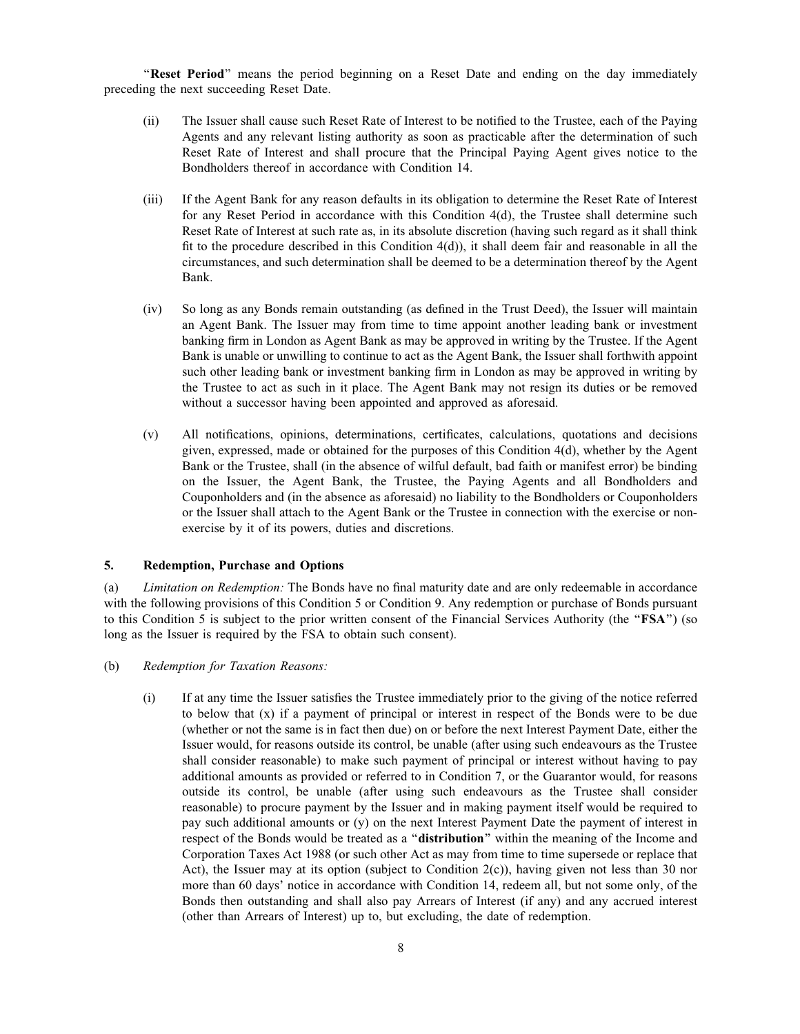"**Reset Period**" means the period beginning on a Reset Date and ending on the day immediately preceding the next succeeding Reset Date.

(ii) The Issuer shall cause such Reset Rate of Interest to be notified to the Trustee, each of the Paying Agents and any relevant listing authority as soon as practicable after the determination of such Reset Rate of Interest and shall procure that the Principal Paying Agent gives notice to the Bondholders thereof in accordance with Condition 14.

(iii) If the Agent Bank for any reason defaults in its obligation to determine the Reset Rate of Interest for any Reset Period in accordance with this Condition 4(d), the Trustee shall determine such Reset Rate of Interest at such rate as, in its absolute discretion (having such regard as it shall think fit to the procedure described in this Condition 4(d)), it shall deem fair and reasonable in all the circumstances, and such determination shall be deemed to be a determination thereof by the Agent Bank.

(iv) So long as any Bonds remain outstanding (as defined in the Trust Deed), the Issuer will maintain an Agent Bank. The Issuer may from time to time appoint another leading bank or investment banking firm in London as Agent Bank as may be approved in writing by the Trustee. If the Agent Bank is unable or unwilling to continue to act as the Agent Bank, the Issuer shall forthwith appoint such other leading bank or investment banking firm in London as may be approved in writing by the Trustee to act as such in it place. The Agent Bank may not resign its duties or be removed without a successor having been appointed and approved as aforesaid.

(v) All notifications, opinions, determinations, certificates, calculations, quotations and decisions given, expressed, made or obtained for the purposes of this Condition 4(d), whether by the Agent Bank or the Trustee, shall (in the absence of wilful default, bad faith or manifest error) be binding on the Issuer, the Agent Bank, the Trustee, the Paying Agents and all Bondholders and Couponholders and (in the absence as aforesaid) no liability to the Bondholders or Couponholders or the Issuer shall attach to the Agent Bank or the Trustee in connection with the exercise or non-exercise by it of its powers, duties and discretions.

### 5. Redemption, Purchase and Options

(a) *Limitation on Redemption:* The Bonds have no final maturity date and are only redeemable in accordance with the following provisions of this Condition 5 or Condition 9. Any redemption or purchase of Bonds pursuant to this Condition 5 is subject to the prior written consent of the Financial Services Authority (the "**FSA**") (so long as the Issuer is required by the FSA to obtain such consent).

(b) *Redemption for Taxation Reasons:*

(i) If at any time the Issuer satisfies the Trustee immediately prior to the giving of the notice referred to below that (x) if a payment of principal or interest in respect of the Bonds were to be due (whether or not the same is in fact then due) on or before the next Interest Payment Date, either the Issuer would, for reasons outside its control, be unable (after using such endeavours as the Trustee shall consider reasonable) to make such payment of principal or interest without having to pay additional amounts as provided or referred to in Condition 7, or the Guarantor would, for reasons outside its control, be unable (after using such endeavours as the Trustee shall consider reasonable) to procure payment by the Issuer and in making payment itself would be required to pay such additional amounts or (y) on the next Interest Payment Date the payment of interest in respect of the Bonds would be treated as a "**distribution**" within the meaning of the Income and Corporation Taxes Act 1988 (or such other Act as may from time to time supersede or replace that Act), the Issuer may at its option (subject to Condition 2(c)), having given not less than 30 nor more than 60 days' notice in accordance with Condition 14, redeem all, but not some only, of the Bonds then outstanding and shall also pay Arrears of Interest (if any) and any accrued interest (other than Arrears of Interest) up to, but excluding, the date of redemption.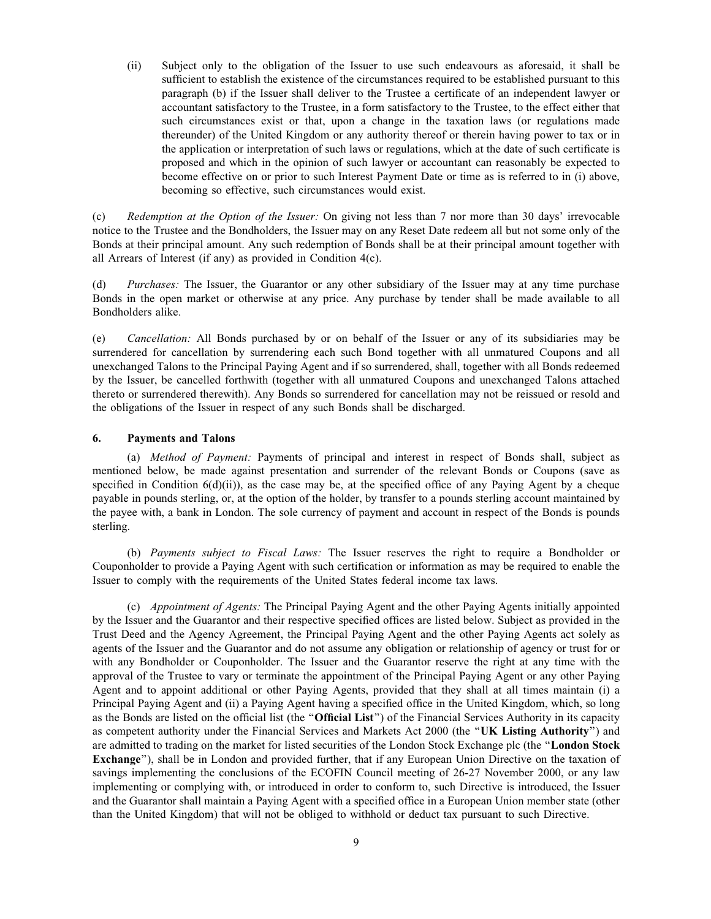(ii) Subject only to the obligation of the Issuer to use such endeavours as aforesaid, it shall be sufficient to establish the existence of the circumstances required to be established pursuant to this paragraph (b) if the Issuer shall deliver to the Trustee a certificate of an independent lawyer or accountant satisfactory to the Trustee, in a form satisfactory to the Trustee, to the effect either that such circumstances exist or that, upon a change in the taxation laws (or regulations made thereunder) of the United Kingdom or any authority thereof or therein having power to tax or in the application or interpretation of such laws or regulations, which at the date of such certificate is proposed and which in the opinion of such lawyer or accountant can reasonably be expected to become effective on or prior to such Interest Payment Date or time as is referred to in (i) above, becoming so effective, such circumstances would exist.

(c) *Redemption at the Option of the Issuer:* On giving not less than 7 nor more than 30 days' irrevocable notice to the Trustee and the Bondholders, the Issuer may on any Reset Date redeem all but not some only of the Bonds at their principal amount. Any such redemption of Bonds shall be at their principal amount together with all Arrears of Interest (if any) as provided in Condition 4(c).

(d) *Purchases:* The Issuer, the Guarantor or any other subsidiary of the Issuer may at any time purchase Bonds in the open market or otherwise at any price. Any purchase by tender shall be made available to all Bondholders alike.

(e) *Cancellation:* All Bonds purchased by or on behalf of the Issuer or any of its subsidiaries may be surrendered for cancellation by surrendering each such Bond together with all unmatured Coupons and all unexchanged Talons to the Principal Paying Agent and if so surrendered, shall, together with all Bonds redeemed by the Issuer, be cancelled forthwith (together with all unmatured Coupons and unexchanged Talons attached thereto or surrendered therewith). Any Bonds so surrendered for cancellation may not be reissued or resold and the obligations of the Issuer in respect of any such Bonds shall be discharged.

## 6. Payments and Talons

(a) *Method of Payment:* Payments of principal and interest in respect of Bonds shall, subject as mentioned below, be made against presentation and surrender of the relevant Bonds or Coupons (save as specified in Condition 6(d)(ii)), as the case may be, at the specified office of any Paying Agent by a cheque payable in pounds sterling, or, at the option of the holder, by transfer to a pounds sterling account maintained by the payee with, a bank in London. The sole currency of payment and account in respect of the Bonds is pounds sterling.

(b) *Payments subject to Fiscal Laws:* The Issuer reserves the right to require a Bondholder or Couponholder to provide a Paying Agent with such certification or information as may be required to enable the Issuer to comply with the requirements of the United States federal income tax laws.

(c) *Appointment of Agents:* The Principal Paying Agent and the other Paying Agents initially appointed by the Issuer and the Guarantor and their respective specified offices are listed below. Subject as provided in the Trust Deed and the Agency Agreement, the Principal Paying Agent and the other Paying Agents act solely as agents of the Issuer and the Guarantor and do not assume any obligation or relationship of agency or trust for or with any Bondholder or Couponholder. The Issuer and the Guarantor reserve the right at any time with the approval of the Trustee to vary or terminate the appointment of the Principal Paying Agent or any other Paying Agent and to appoint additional or other Paying Agents, provided that they shall at all times maintain (i) a Principal Paying Agent and (ii) a Paying Agent having a specified office in the United Kingdom, which, so long as the Bonds are listed on the official list (the "**Official List**") of the Financial Services Authority in its capacity as competent authority under the Financial Services and Markets Act 2000 (the "**UK Listing Authority**") and are admitted to trading on the market for listed securities of the London Stock Exchange plc (the "**London Stock Exchange**"), shall be in London and provided further, that if any European Union Directive on the taxation of savings implementing the conclusions of the ECOFIN Council meeting of 26-27 November 2000, or any law implementing or complying with, or introduced in order to conform to, such Directive is introduced, the Issuer and the Guarantor shall maintain a Paying Agent with a specified office in a European Union member state (other than the United Kingdom) that will not be obliged to withhold or deduct tax pursuant to such Directive.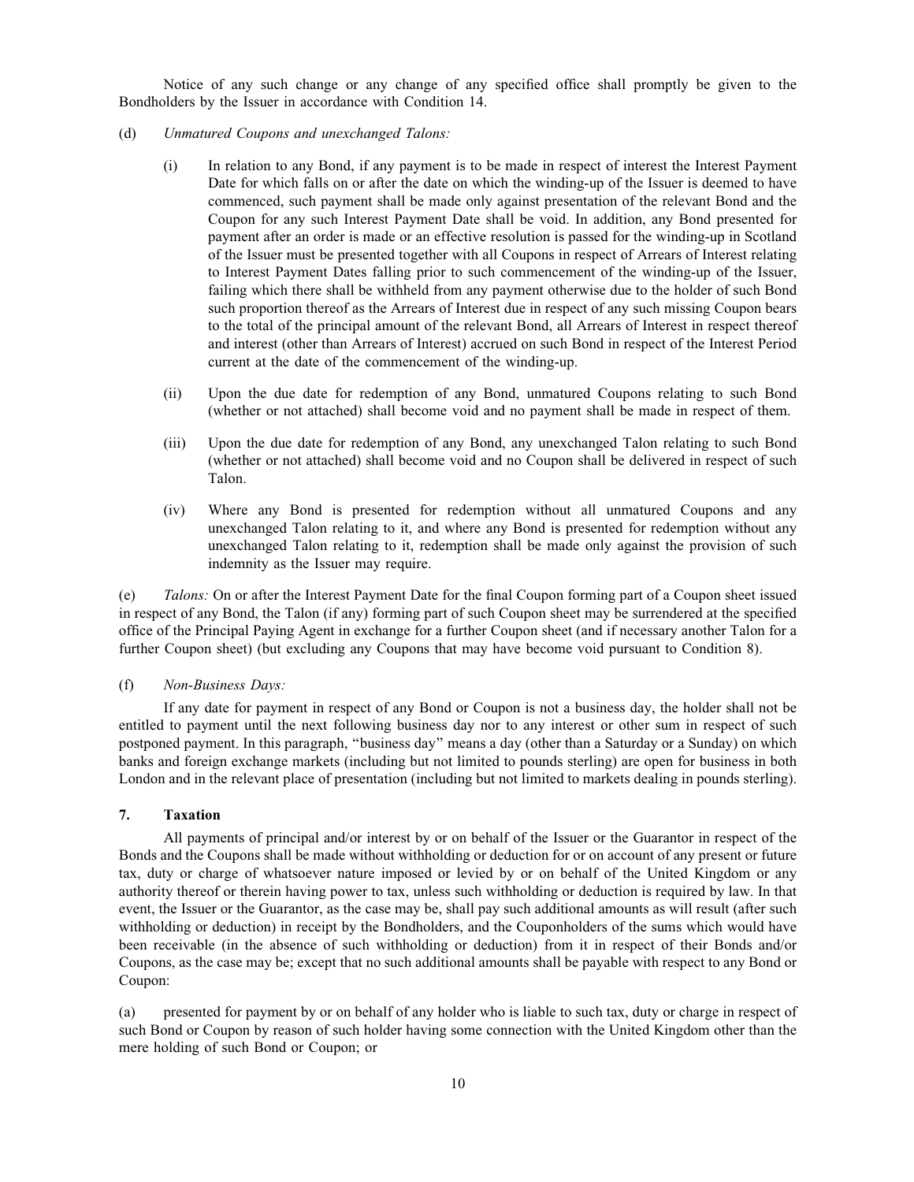Notice of any such change or any change of any specified office shall promptly be given to the Bondholders by the Issuer in accordance with Condition 14.

(d) *Unmatured Coupons and unexchanged Talons:*

(i) In relation to any Bond, if any payment is to be made in respect of interest the Interest Payment Date for which falls on or after the date on which the winding-up of the Issuer is deemed to have commenced, such payment shall be made only against presentation of the relevant Bond and the Coupon for any such Interest Payment Date shall be void. In addition, any Bond presented for payment after an order is made or an effective resolution is passed for the winding-up in Scotland of the Issuer must be presented together with all Coupons in respect of Arrears of Interest relating to Interest Payment Dates falling prior to such commencement of the winding-up of the Issuer, failing which there shall be withheld from any payment otherwise due to the holder of such Bond such proportion thereof as the Arrears of Interest due in respect of any such missing Coupon bears to the total of the principal amount of the relevant Bond, all Arrears of Interest in respect thereof and interest (other than Arrears of Interest) accrued on such Bond in respect of the Interest Period current at the date of the commencement of the winding-up.

(ii) Upon the due date for redemption of any Bond, unmatured Coupons relating to such Bond (whether or not attached) shall become void and no payment shall be made in respect of them.

(iii) Upon the due date for redemption of any Bond, any unexchanged Talon relating to such Bond (whether or not attached) shall become void and no Coupon shall be delivered in respect of such Talon.

(iv) Where any Bond is presented for redemption without all unmatured Coupons and any unexchanged Talon relating to it, and where any Bond is presented for redemption without any unexchanged Talon relating to it, redemption shall be made only against the provision of such indemnity as the Issuer may require.

(e) *Talons:* On or after the Interest Payment Date for the final Coupon forming part of a Coupon sheet issued in respect of any Bond, the Talon (if any) forming part of such Coupon sheet may be surrendered at the specified office of the Principal Paying Agent in exchange for a further Coupon sheet (and if necessary another Talon for a further Coupon sheet) (but excluding any Coupons that may have become void pursuant to Condition 8).

(f) *Non-Business Days:*

If any date for payment in respect of any Bond or Coupon is not a business day, the holder shall not be entitled to payment until the next following business day nor to any interest or other sum in respect of such postponed payment. In this paragraph, "business day" means a day (other than a Saturday or a Sunday) on which banks and foreign exchange markets (including but not limited to pounds sterling) are open for business in both London and in the relevant place of presentation (including but not limited to markets dealing in pounds sterling).

## 7. Taxation

All payments of principal and/or interest by or on behalf of the Issuer or the Guarantor in respect of the Bonds and the Coupons shall be made without withholding or deduction for or on account of any present or future tax, duty or charge of whatsoever nature imposed or levied by or on behalf of the United Kingdom or any authority thereof or therein having power to tax, unless such withholding or deduction is required by law. In that event, the Issuer or the Guarantor, as the case may be, shall pay such additional amounts as will result (after such withholding or deduction) in receipt by the Bondholders, and the Couponholders of the sums which would have been receivable (in the absence of such withholding or deduction) from it in respect of their Bonds and/or Coupons, as the case may be; except that no such additional amounts shall be payable with respect to any Bond or Coupon:

(a) presented for payment by or on behalf of any holder who is liable to such tax, duty or charge in respect of such Bond or Coupon by reason of such holder having some connection with the United Kingdom other than the mere holding of such Bond or Coupon; or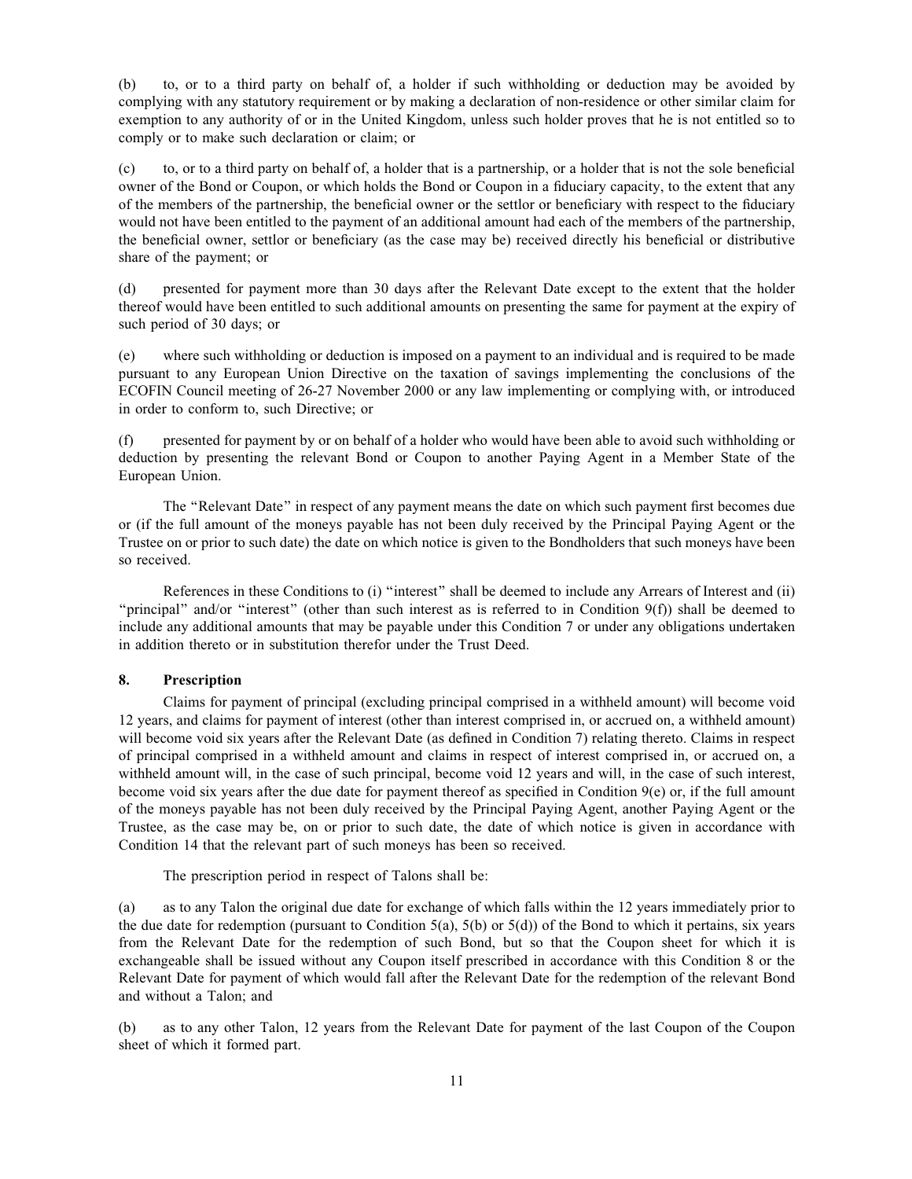(b) to, or to a third party on behalf of, a holder if such withholding or deduction may be avoided by complying with any statutory requirement or by making a declaration of non-residence or other similar claim for exemption to any authority of or in the United Kingdom, unless such holder proves that he is not entitled so to comply or to make such declaration or claim; or

(c) to, or to a third party on behalf of, a holder that is a partnership, or a holder that is not the sole beneficial owner of the Bond or Coupon, or which holds the Bond or Coupon in a fiduciary capacity, to the extent that any of the members of the partnership, the beneficial owner or the settlor or beneficiary with respect to the fiduciary would not have been entitled to the payment of an additional amount had each of the members of the partnership, the beneficial owner, settlor or beneficiary (as the case may be) received directly his beneficial or distributive share of the payment; or

(d) presented for payment more than 30 days after the Relevant Date except to the extent that the holder thereof would have been entitled to such additional amounts on presenting the same for payment at the expiry of such period of 30 days; or

(e) where such withholding or deduction is imposed on a payment to an individual and is required to be made pursuant to any European Union Directive on the taxation of savings implementing the conclusions of the ECOFIN Council meeting of 26-27 November 2000 or any law implementing or complying with, or introduced in order to conform to, such Directive; or

(f) presented for payment by or on behalf of a holder who would have been able to avoid such withholding or deduction by presenting the relevant Bond or Coupon to another Paying Agent in a Member State of the European Union.

The "Relevant Date" in respect of any payment means the date on which such payment first becomes due or (if the full amount of the moneys payable has not been duly received by the Principal Paying Agent or the Trustee on or prior to such date) the date on which notice is given to the Bondholders that such moneys have been so received.

References in these Conditions to (i) "interest" shall be deemed to include any Arrears of Interest and (ii) "principal" and/or "interest" (other than such interest as is referred to in Condition 9(f)) shall be deemed to include any additional amounts that may be payable under this Condition 7 or under any obligations undertaken in addition thereto or in substitution therefor under the Trust Deed.

## 8. Prescription

Claims for payment of principal (excluding principal comprised in a withheld amount) will become void 12 years, and claims for payment of interest (other than interest comprised in, or accrued on, a withheld amount) will become void six years after the Relevant Date (as defined in Condition 7) relating thereto. Claims in respect of principal comprised in a withheld amount and claims in respect of interest comprised in, or accrued on, a withheld amount will, in the case of such principal, become void 12 years and will, in the case of such interest, become void six years after the due date for payment thereof as specified in Condition 9(e) or, if the full amount of the moneys payable has not been duly received by the Principal Paying Agent, another Paying Agent or the Trustee, as the case may be, on or prior to such date, the date of which notice is given in accordance with Condition 14 that the relevant part of such moneys has been so received.

The prescription period in respect of Talons shall be:

(a) as to any Talon the original due date for exchange of which falls within the 12 years immediately prior to the due date for redemption (pursuant to Condition 5(a), 5(b) or 5(d)) of the Bond to which it pertains, six years from the Relevant Date for the redemption of such Bond, but so that the Coupon sheet for which it is exchangeable shall be issued without any Coupon itself prescribed in accordance with this Condition 8 or the Relevant Date for payment of which would fall after the Relevant Date for the redemption of the relevant Bond and without a Talon; and

(b) as to any other Talon, 12 years from the Relevant Date for payment of the last Coupon of the Coupon sheet of which it formed part.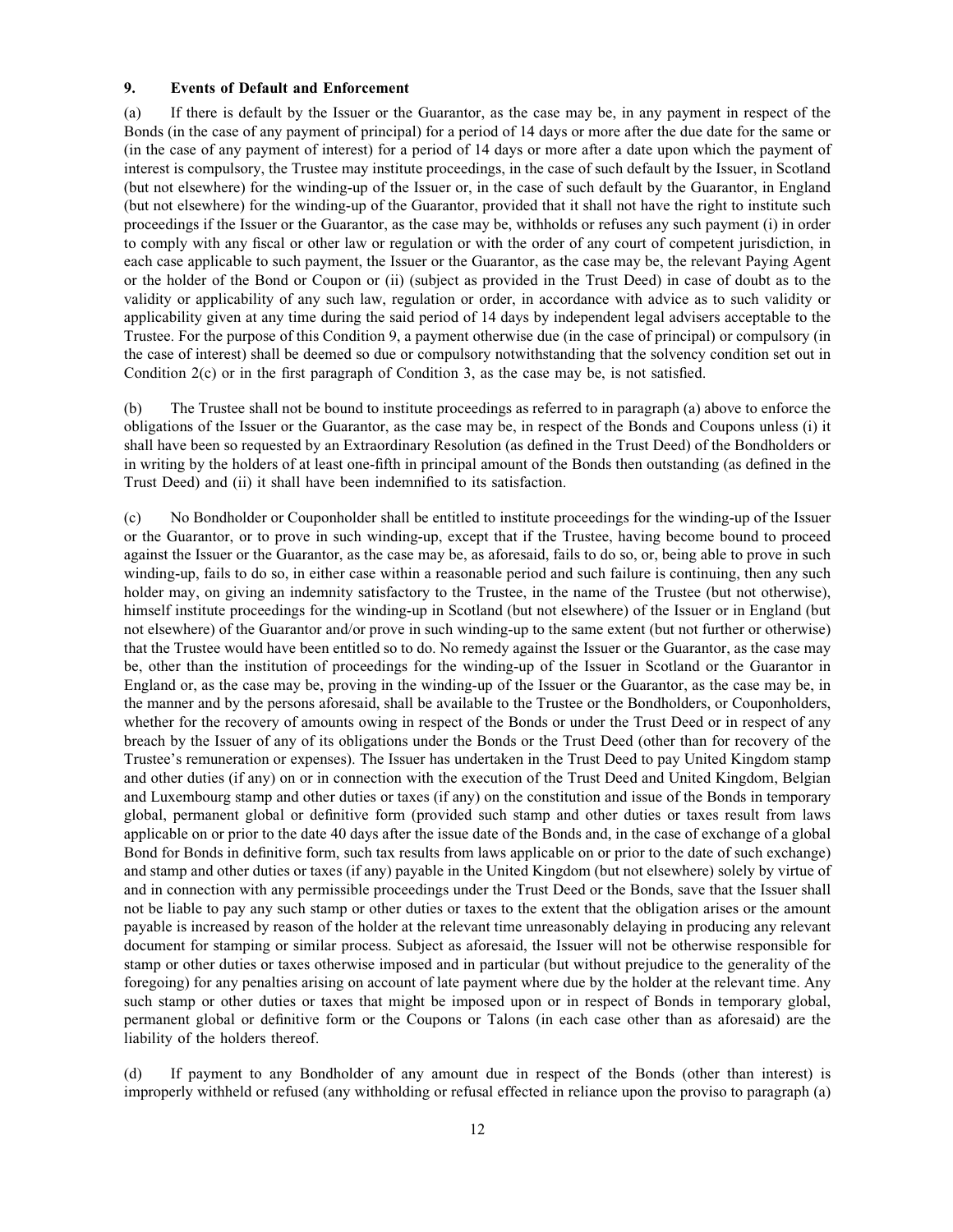### 9. Events of Default and Enforcement

(a) If there is default by the Issuer or the Guarantor, as the case may be, in any payment in respect of the Bonds (in the case of any payment of principal) for a period of 14 days or more after the due date for the same or (in the case of any payment of interest) for a period of 14 days or more after a date upon which the payment of interest is compulsory, the Trustee may institute proceedings, in the case of such default by the Issuer, in Scotland (but not elsewhere) for the winding-up of the Issuer or, in the case of such default by the Guarantor, in England (but not elsewhere) for the winding-up of the Guarantor, provided that it shall not have the right to institute such proceedings if the Issuer or the Guarantor, as the case may be, withholds or refuses any such payment (i) in order to comply with any fiscal or other law or regulation or with the order of any court of competent jurisdiction, in each case applicable to such payment, the Issuer or the Guarantor, as the case may be, the relevant Paying Agent or the holder of the Bond or Coupon or (ii) (subject as provided in the Trust Deed) in case of doubt as to the validity or applicability of any such law, regulation or order, in accordance with advice as to such validity or applicability given at any time during the said period of 14 days by independent legal advisers acceptable to the Trustee. For the purpose of this Condition 9, a payment otherwise due (in the case of principal) or compulsory (in the case of interest) shall be deemed so due or compulsory notwithstanding that the solvency condition set out in Condition 2(c) or in the first paragraph of Condition 3, as the case may be, is not satisfied.

(b) The Trustee shall not be bound to institute proceedings as referred to in paragraph (a) above to enforce the obligations of the Issuer or the Guarantor, as the case may be, in respect of the Bonds and Coupons unless (i) it shall have been so requested by an Extraordinary Resolution (as defined in the Trust Deed) of the Bondholders or in writing by the holders of at least one-fifth in principal amount of the Bonds then outstanding (as defined in the Trust Deed) and (ii) it shall have been indemnified to its satisfaction.

(c) No Bondholder or Couponholder shall be entitled to institute proceedings for the winding-up of the Issuer or the Guarantor, or to prove in such winding-up, except that if the Trustee, having become bound to proceed against the Issuer or the Guarantor, as the case may be, as aforesaid, fails to do so, or, being able to prove in such winding-up, fails to do so, in either case within a reasonable period and such failure is continuing, then any such holder may, on giving an indemnity satisfactory to the Trustee, in the name of the Trustee (but not otherwise), himself institute proceedings for the winding-up in Scotland (but not elsewhere) of the Issuer or in England (but not elsewhere) of the Guarantor and/or prove in such winding-up to the same extent (but not further or otherwise) that the Trustee would have been entitled so to do. No remedy against the Issuer or the Guarantor, as the case may be, other than the institution of proceedings for the winding-up of the Issuer in Scotland or the Guarantor in England or, as the case may be, proving in the winding-up of the Issuer or the Guarantor, as the case may be, in the manner and by the persons aforesaid, shall be available to the Trustee or the Bondholders, or Couponholders, whether for the recovery of amounts owing in respect of the Bonds or under the Trust Deed or in respect of any breach by the Issuer of any of its obligations under the Bonds or the Trust Deed (other than for recovery of the Trustee's remuneration or expenses). The Issuer has undertaken in the Trust Deed to pay United Kingdom stamp and other duties (if any) on or in connection with the execution of the Trust Deed and United Kingdom, Belgian and Luxembourg stamp and other duties or taxes (if any) on the constitution and issue of the Bonds in temporary global, permanent global or definitive form (provided such stamp and other duties or taxes result from laws applicable on or prior to the date 40 days after the issue date of the Bonds and, in the case of exchange of a global Bond for Bonds in definitive form, such tax results from laws applicable on or prior to the date of such exchange) and stamp and other duties or taxes (if any) payable in the United Kingdom (but not elsewhere) solely by virtue of and in connection with any permissible proceedings under the Trust Deed or the Bonds, save that the Issuer shall not be liable to pay any such stamp or other duties or taxes to the extent that the obligation arises or the amount payable is increased by reason of the holder at the relevant time unreasonably delaying in producing any relevant document for stamping or similar process. Subject as aforesaid, the Issuer will not be otherwise responsible for stamp or other duties or taxes otherwise imposed and in particular (but without prejudice to the generality of the foregoing) for any penalties arising on account of late payment where due by the holder at the relevant time. Any such stamp or other duties or taxes that might be imposed upon or in respect of Bonds in temporary global, permanent global or definitive form or the Coupons or Talons (in each case other than as aforesaid) are the liability of the holders thereof.

(d) If payment to any Bondholder of any amount due in respect of the Bonds (other than interest) is improperly withheld or refused (any withholding or refusal effected in reliance upon the proviso to paragraph (a)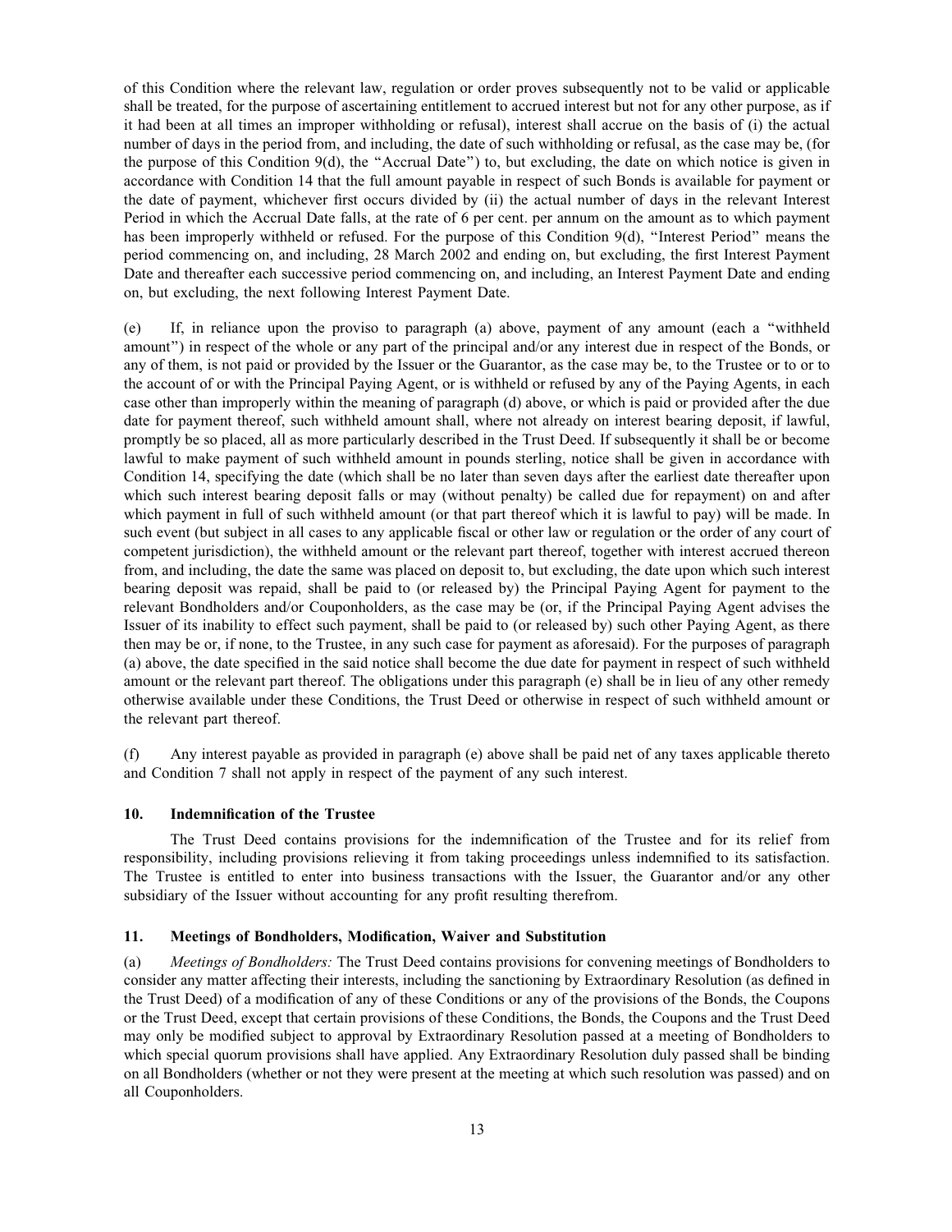of this Condition where the relevant law, regulation or order proves subsequently not to be valid or applicable shall be treated, for the purpose of ascertaining entitlement to accrued interest but not for any other purpose, as if it had been at all times an improper withholding or refusal), interest shall accrue on the basis of (i) the actual number of days in the period from, and including, the date of such withholding or refusal, as the case may be, (for the purpose of this Condition 9(d), the "Accrual Date") to, but excluding, the date on which notice is given in accordance with Condition 14 that the full amount payable in respect of such Bonds is available for payment or the date of payment, whichever first occurs divided by (ii) the actual number of days in the relevant Interest Period in which the Accrual Date falls, at the rate of 6 per cent. per annum on the amount as to which payment has been improperly withheld or refused. For the purpose of this Condition 9(d), "Interest Period" means the period commencing on, and including, 28 March 2002 and ending on, but excluding, the first Interest Payment Date and thereafter each successive period commencing on, and including, an Interest Payment Date and ending on, but excluding, the next following Interest Payment Date.

(e) If, in reliance upon the proviso to paragraph (a) above, payment of any amount (each a "withheld amount") in respect of the whole or any part of the principal and/or any interest due in respect of the Bonds, or any of them, is not paid or provided by the Issuer or the Guarantor, as the case may be, to the Trustee or to or to the account of or with the Principal Paying Agent, or is withheld or refused by any of the Paying Agents, in each case other than improperly within the meaning of paragraph (d) above, or which is paid or provided after the due date for payment thereof, such withheld amount shall, where not already on interest bearing deposit, if lawful, promptly be so placed, all as more particularly described in the Trust Deed. If subsequently it shall be or become lawful to make payment of such withheld amount in pounds sterling, notice shall be given in accordance with Condition 14, specifying the date (which shall be no later than seven days after the earliest date thereafter upon which such interest bearing deposit falls or may (without penalty) be called due for repayment) on and after which payment in full of such withheld amount (or that part thereof which it is lawful to pay) will be made. In such event (but subject in all cases to any applicable fiscal or other law or regulation or the order of any court of competent jurisdiction), the withheld amount or the relevant part thereof, together with interest accrued thereon from, and including, the date the same was placed on deposit to, but excluding, the date upon which such interest bearing deposit was repaid, shall be paid to (or released by) the Principal Paying Agent for payment to the relevant Bondholders and/or Couponholders, as the case may be (or, if the Principal Paying Agent advises the Issuer of its inability to effect such payment, shall be paid to (or released by) such other Paying Agent, as there then may be or, if none, to the Trustee, in any such case for payment as aforesaid). For the purposes of paragraph (a) above, the date specified in the said notice shall become the due date for payment in respect of such withheld amount or the relevant part thereof. The obligations under this paragraph (e) shall be in lieu of any other remedy otherwise available under these Conditions, the Trust Deed or otherwise in respect of such withheld amount or the relevant part thereof.

(f) Any interest payable as provided in paragraph (e) above shall be paid net of any taxes applicable thereto and Condition 7 shall not apply in respect of the payment of any such interest.

### 10. Indemnification of the Trustee

The Trust Deed contains provisions for the indemnification of the Trustee and for its relief from responsibility, including provisions relieving it from taking proceedings unless indemnified to its satisfaction. The Trustee is entitled to enter into business transactions with the Issuer, the Guarantor and/or any other subsidiary of the Issuer without accounting for any profit resulting therefrom.

### 11. Meetings of Bondholders, Modification, Waiver and Substitution

(a) *Meetings of Bondholders:* The Trust Deed contains provisions for convening meetings of Bondholders to consider any matter affecting their interests, including the sanctioning by Extraordinary Resolution (as defined in the Trust Deed) of a modification of any of these Conditions or any of the provisions of the Bonds, the Coupons or the Trust Deed, except that certain provisions of these Conditions, the Bonds, the Coupons and the Trust Deed may only be modified subject to approval by Extraordinary Resolution passed at a meeting of Bondholders to which special quorum provisions shall have applied. Any Extraordinary Resolution duly passed shall be binding on all Bondholders (whether or not they were present at the meeting at which such resolution was passed) and on all Couponholders.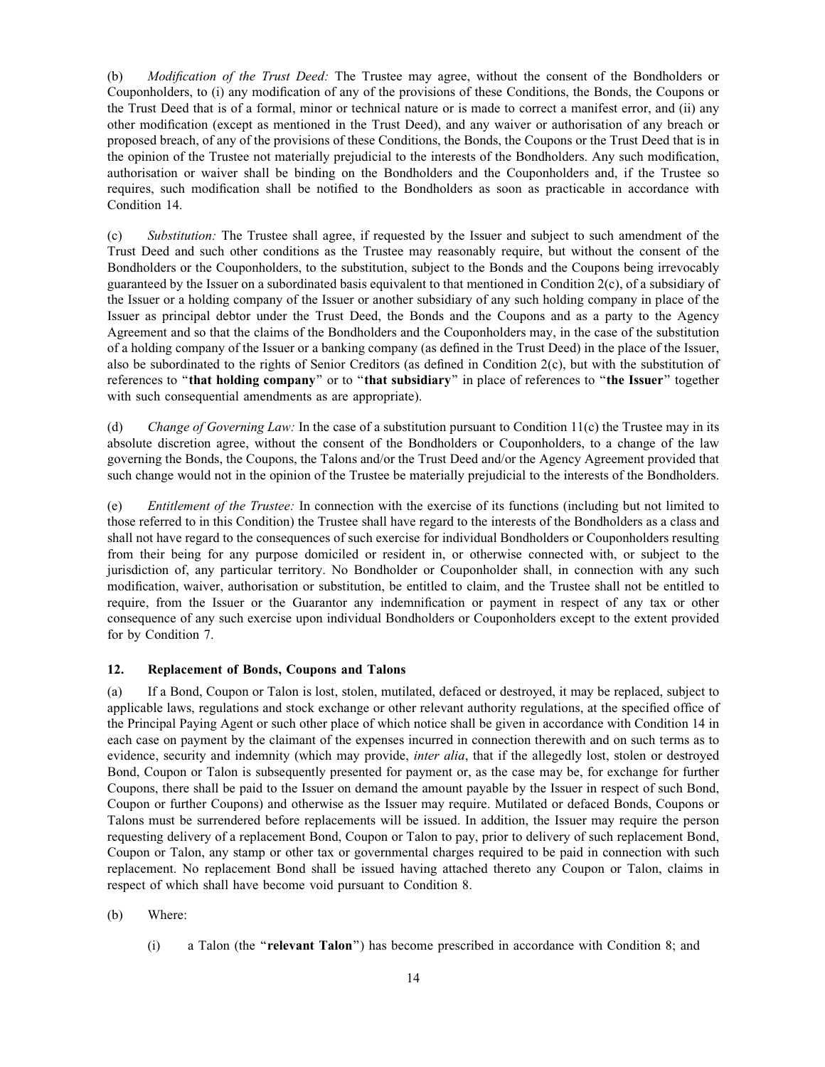(b) *Modification of the Trust Deed:* The Trustee may agree, without the consent of the Bondholders or Couponholders, to (i) any modification of any of the provisions of these Conditions, the Bonds, the Coupons or the Trust Deed that is of a formal, minor or technical nature or is made to correct a manifest error, and (ii) any other modification (except as mentioned in the Trust Deed), and any waiver or authorisation of any breach or proposed breach, of any of the provisions of these Conditions, the Bonds, the Coupons or the Trust Deed that is in the opinion of the Trustee not materially prejudicial to the interests of the Bondholders. Any such modification, authorisation or waiver shall be binding on the Bondholders and the Couponholders and, if the Trustee so requires, such modification shall be notified to the Bondholders as soon as practicable in accordance with Condition 14.

(c) *Substitution:* The Trustee shall agree, if requested by the Issuer and subject to such amendment of the Trust Deed and such other conditions as the Trustee may reasonably require, but without the consent of the Bondholders or the Couponholders, to the substitution, subject to the Bonds and the Coupons being irrevocably guaranteed by the Issuer on a subordinated basis equivalent to that mentioned in Condition 2(c), of a subsidiary of the Issuer or a holding company of the Issuer or another subsidiary of any such holding company in place of the Issuer as principal debtor under the Trust Deed, the Bonds and the Coupons and as a party to the Agency Agreement and so that the claims of the Bondholders and the Couponholders may, in the case of the substitution of a holding company of the Issuer or a banking company (as defined in the Trust Deed) in the place of the Issuer, also be subordinated to the rights of Senior Creditors (as defined in Condition 2(c), but with the substitution of references to "**that holding company**" or to "**that subsidiary**" in place of references to "**the Issuer**" together with such consequential amendments as are appropriate).

(d) *Change of Governing Law:* In the case of a substitution pursuant to Condition 11(c) the Trustee may in its absolute discretion agree, without the consent of the Bondholders or Couponholders, to a change of the law governing the Bonds, the Coupons, the Talons and/or the Trust Deed and/or the Agency Agreement provided that such change would not in the opinion of the Trustee be materially prejudicial to the interests of the Bondholders.

(e) *Entitlement of the Trustee:* In connection with the exercise of its functions (including but not limited to those referred to in this Condition) the Trustee shall have regard to the interests of the Bondholders as a class and shall not have regard to the consequences of such exercise for individual Bondholders or Couponholders resulting from their being for any purpose domiciled or resident in, or otherwise connected with, or subject to the jurisdiction of, any particular territory. No Bondholder or Couponholder shall, in connection with any such modification, waiver, authorisation or substitution, be entitled to claim, and the Trustee shall not be entitled to require, from the Issuer or the Guarantor any indemnification or payment in respect of any tax or other consequence of any such exercise upon individual Bondholders or Couponholders except to the extent provided for by Condition 7.

## 12. Replacement of Bonds, Coupons and Talons

(a) If a Bond, Coupon or Talon is lost, stolen, mutilated, defaced or destroyed, it may be replaced, subject to applicable laws, regulations and stock exchange or other relevant authority regulations, at the specified office of the Principal Paying Agent or such other place of which notice shall be given in accordance with Condition 14 in each case on payment by the claimant of the expenses incurred in connection therewith and on such terms as to evidence, security and indemnity (which may provide, *inter alia*, that if the allegedly lost, stolen or destroyed Bond, Coupon or Talon is subsequently presented for payment or, as the case may be, for exchange for further Coupons, there shall be paid to the Issuer on demand the amount payable by the Issuer in respect of such Bond, Coupon or further Coupons) and otherwise as the Issuer may require. Mutilated or defaced Bonds, Coupons or Talons must be surrendered before replacements will be issued. In addition, the Issuer may require the person requesting delivery of a replacement Bond, Coupon or Talon to pay, prior to delivery of such replacement Bond, Coupon or Talon, any stamp or other tax or governmental charges required to be paid in connection with such replacement. No replacement Bond shall be issued having attached thereto any Coupon or Talon, claims in respect of which shall have become void pursuant to Condition 8.

(b) Where:

(i) a Talon (the "**relevant Talon**") has become prescribed in accordance with Condition 8; and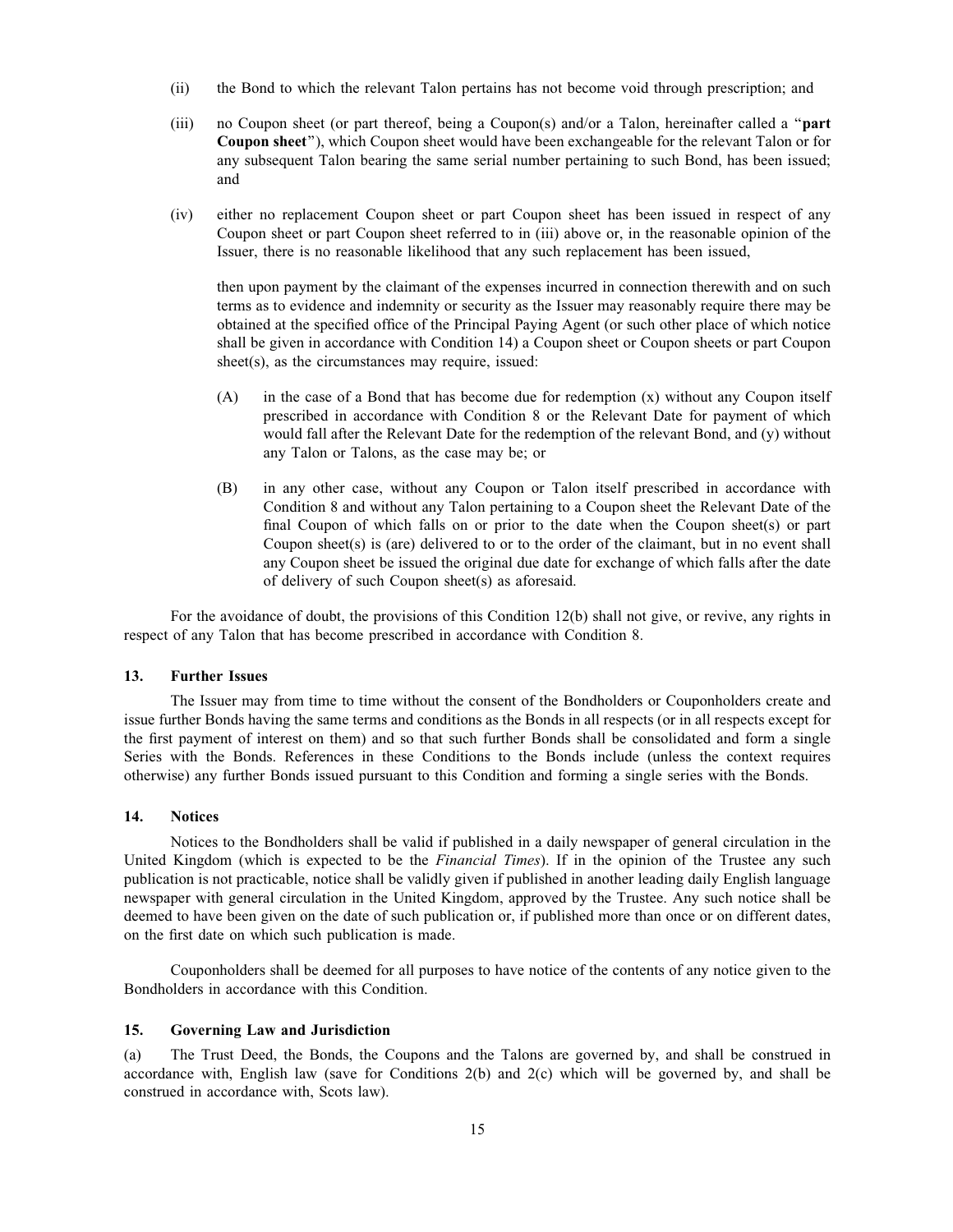(ii) the Bond to which the relevant Talon pertains has not become void through prescription; and

(iii) no Coupon sheet (or part thereof, being a Coupon(s) and/or a Talon, hereinafter called a "**part Coupon sheet**"), which Coupon sheet would have been exchangeable for the relevant Talon or for any subsequent Talon bearing the same serial number pertaining to such Bond, has been issued; and

(iv) either no replacement Coupon sheet or part Coupon sheet has been issued in respect of any Coupon sheet or part Coupon sheet referred to in (iii) above or, in the reasonable opinion of the Issuer, there is no reasonable likelihood that any such replacement has been issued,

then upon payment by the claimant of the expenses incurred in connection therewith and on such terms as to evidence and indemnity or security as the Issuer may reasonably require there may be obtained at the specified office of the Principal Paying Agent (or such other place of which notice shall be given in accordance with Condition 14) a Coupon sheet or Coupon sheets or part Coupon sheet(s), as the circumstances may require, issued:

(A) in the case of a Bond that has become due for redemption (x) without any Coupon itself prescribed in accordance with Condition 8 or the Relevant Date for payment of which would fall after the Relevant Date for the redemption of the relevant Bond, and (y) without any Talon or Talons, as the case may be; or

(B) in any other case, without any Coupon or Talon itself prescribed in accordance with Condition 8 and without any Talon pertaining to a Coupon sheet the Relevant Date of the final Coupon of which falls on or prior to the date when the Coupon sheet(s) or part Coupon sheet(s) is (are) delivered to or to the order of the claimant, but in no event shall any Coupon sheet be issued the original due date for exchange of which falls after the date of delivery of such Coupon sheet(s) as aforesaid.

For the avoidance of doubt, the provisions of this Condition 12(b) shall not give, or revive, any rights in respect of any Talon that has become prescribed in accordance with Condition 8.

### 13. Further Issues

The Issuer may from time to time without the consent of the Bondholders or Couponholders create and issue further Bonds having the same terms and conditions as the Bonds in all respects (or in all respects except for the first payment of interest on them) and so that such further Bonds shall be consolidated and form a single Series with the Bonds. References in these Conditions to the Bonds include (unless the context requires otherwise) any further Bonds issued pursuant to this Condition and forming a single series with the Bonds.

### 14. Notices

Notices to the Bondholders shall be valid if published in a daily newspaper of general circulation in the United Kingdom (which is expected to be the *Financial Times*). If in the opinion of the Trustee any such publication is not practicable, notice shall be validly given if published in another leading daily English language newspaper with general circulation in the United Kingdom, approved by the Trustee. Any such notice shall be deemed to have been given on the date of such publication or, if published more than once or on different dates, on the first date on which such publication is made.

Couponholders shall be deemed for all purposes to have notice of the contents of any notice given to the Bondholders in accordance with this Condition.

### 15. Governing Law and Jurisdiction

(a) The Trust Deed, the Bonds, the Coupons and the Talons are governed by, and shall be construed in accordance with, English law (save for Conditions 2(b) and 2(c) which will be governed by, and shall be construed in accordance with, Scots law).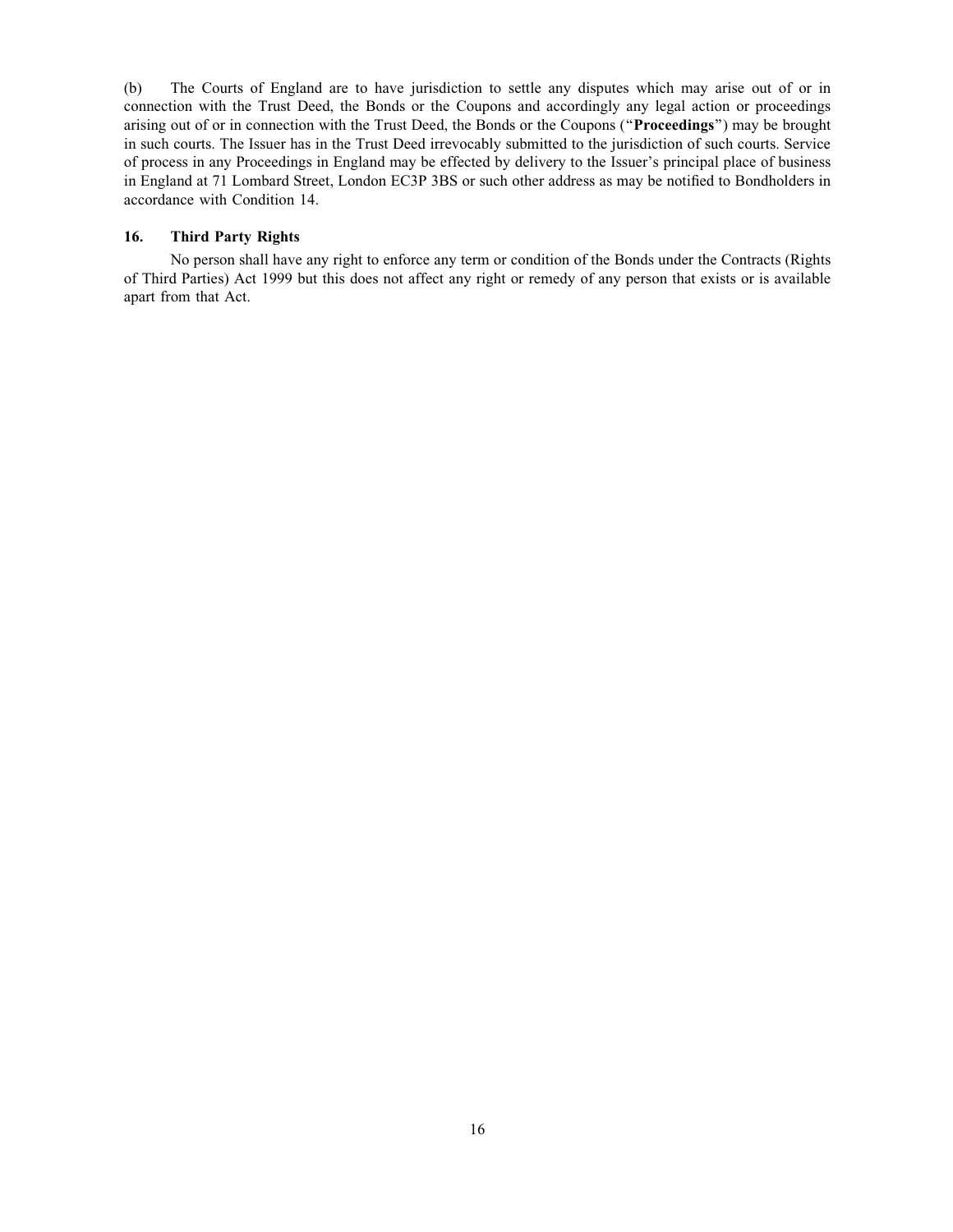(b) The Courts of England are to have jurisdiction to settle any disputes which may arise out of or in connection with the Trust Deed, the Bonds or the Coupons and accordingly any legal action or proceedings arising out of or in connection with the Trust Deed, the Bonds or the Coupons ("**Proceedings**") may be brought in such courts. The Issuer has in the Trust Deed irrevocably submitted to the jurisdiction of such courts. Service of process in any Proceedings in England may be effected by delivery to the Issuer's principal place of business in England at 71 Lombard Street, London EC3P 3BS or such other address as may be notified to Bondholders in accordance with Condition 14.

### 16. Third Party Rights

No person shall have any right to enforce any term or condition of the Bonds under the Contracts (Rights of Third Parties) Act 1999 but this does not affect any right or remedy of any person that exists or is available apart from that Act.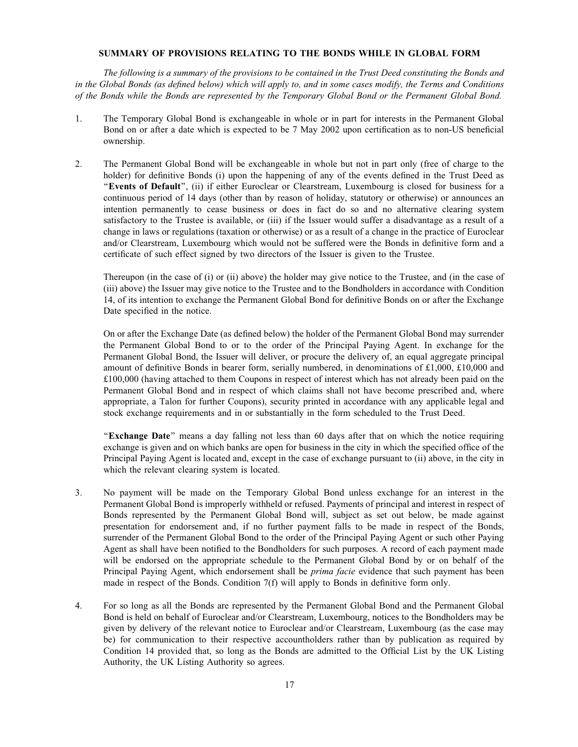## SUMMARY OF PROVISIONS RELATING TO THE BONDS WHILE IN GLOBAL FORM

*The following is a summary of the provisions to be contained in the Trust Deed constituting the Bonds and in the Global Bonds (as defined below) which will apply to, and in some cases modify, the Terms and Conditions of the Bonds while the Bonds are represented by the Temporary Global Bond or the Permanent Global Bond.*

1. The Temporary Global Bond is exchangeable in whole or in part for interests in the Permanent Global Bond on or after a date which is expected to be 7 May 2002 upon certification as to non-US beneficial ownership.

2. The Permanent Global Bond will be exchangeable in whole but not in part only (free of charge to the holder) for definitive Bonds (i) upon the happening of any of the events defined in the Trust Deed as "**Events of Default**", (ii) if either Euroclear or Clearstream, Luxembourg is closed for business for a continuous period of 14 days (other than by reason of holiday, statutory or otherwise) or announces an intention permanently to cease business or does in fact do so and no alternative clearing system satisfactory to the Trustee is available, or (iii) if the Issuer would suffer a disadvantage as a result of a change in laws or regulations (taxation or otherwise) or as a result of a change in the practice of Euroclear and/or Clearstream, Luxembourg which would not be suffered were the Bonds in definitive form and a certificate of such effect signed by two directors of the Issuer is given to the Trustee.

   Thereupon (in the case of (i) or (ii) above) the holder may give notice to the Trustee, and (in the case of (iii) above) the Issuer may give notice to the Trustee and to the Bondholders in accordance with Condition 14, of its intention to exchange the Permanent Global Bond for definitive Bonds on or after the Exchange Date specified in the notice.

   On or after the Exchange Date (as defined below) the holder of the Permanent Global Bond may surrender the Permanent Global Bond to or to the order of the Principal Paying Agent. In exchange for the Permanent Global Bond, the Issuer will deliver, or procure the delivery of, an equal aggregate principal amount of definitive Bonds in bearer form, serially numbered, in denominations of £1,000, £10,000 and £100,000 (having attached to them Coupons in respect of interest which has not already been paid on the Permanent Global Bond and in respect of which claims shall not have become prescribed and, where appropriate, a Talon for further Coupons), security printed in accordance with any applicable legal and stock exchange requirements and in or substantially in the form scheduled to the Trust Deed.

   "**Exchange Date**" means a day falling not less than 60 days after that on which the notice requiring exchange is given and on which banks are open for business in the city in which the specified office of the Principal Paying Agent is located and, except in the case of exchange pursuant to (ii) above, in the city in which the relevant clearing system is located.

3. No payment will be made on the Temporary Global Bond unless exchange for an interest in the Permanent Global Bond is improperly withheld or refused. Payments of principal and interest in respect of Bonds represented by the Permanent Global Bond will, subject as set out below, be made against presentation for endorsement and, if no further payment falls to be made in respect of the Bonds, surrender of the Permanent Global Bond to the order of the Principal Paying Agent or such other Paying Agent as shall have been notified to the Bondholders for such purposes. A record of each payment made will be endorsed on the appropriate schedule to the Permanent Global Bond by or on behalf of the Principal Paying Agent, which endorsement shall be *prima facie* evidence that such payment has been made in respect of the Bonds. Condition 7(f) will apply to Bonds in definitive form only.

4. For so long as all the Bonds are represented by the Permanent Global Bond and the Permanent Global Bond is held on behalf of Euroclear and/or Clearstream, Luxembourg, notices to the Bondholders may be given by delivery of the relevant notice to Euroclear and/or Clearstream, Luxembourg (as the case may be) for communication to their respective accountholders rather than by publication as required by Condition 14 provided that, so long as the Bonds are admitted to the Official List by the UK Listing Authority, the UK Listing Authority so agrees.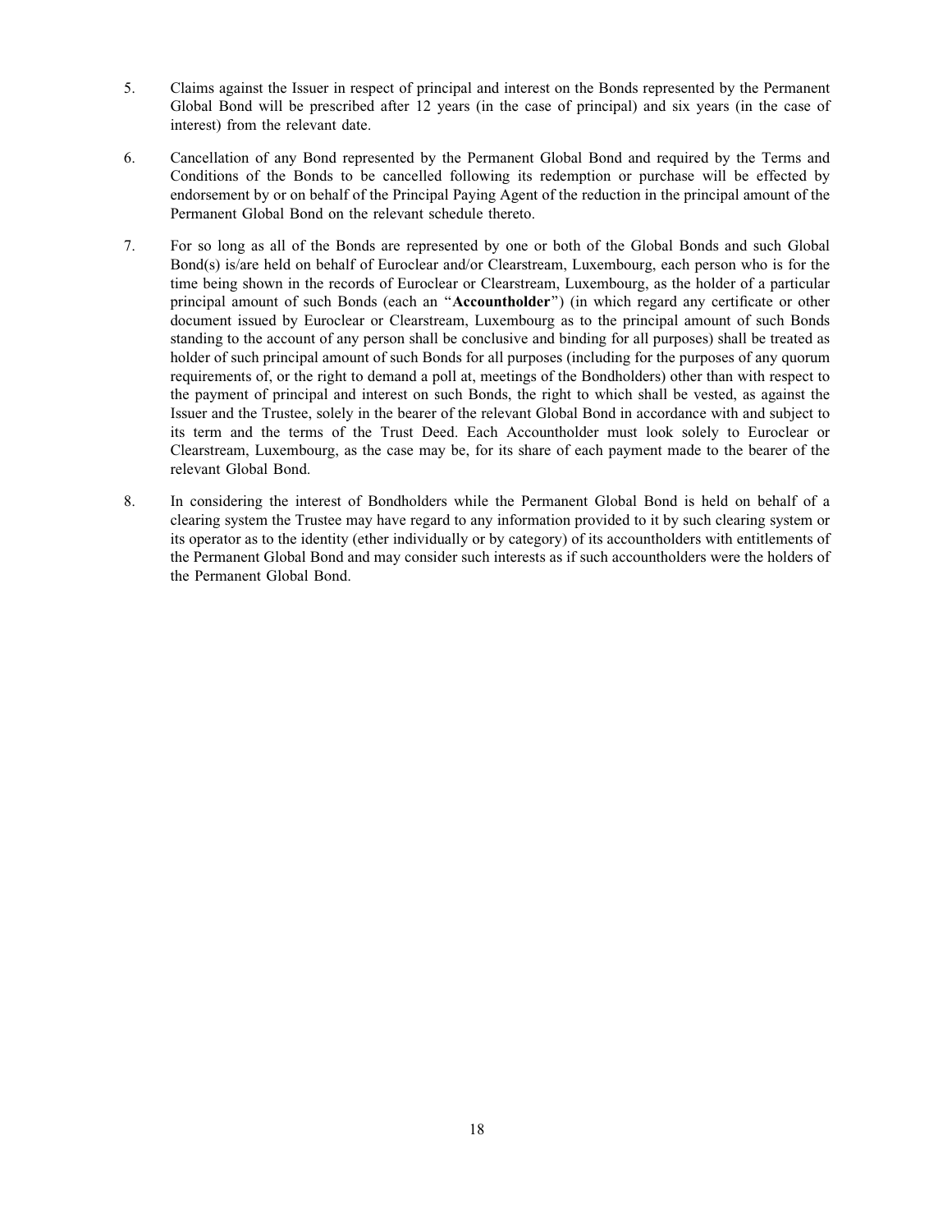5. Claims against the Issuer in respect of principal and interest on the Bonds represented by the Permanent Global Bond will be prescribed after 12 years (in the case of principal) and six years (in the case of interest) from the relevant date.

6. Cancellation of any Bond represented by the Permanent Global Bond and required by the Terms and Conditions of the Bonds to be cancelled following its redemption or purchase will be effected by endorsement by or on behalf of the Principal Paying Agent of the reduction in the principal amount of the Permanent Global Bond on the relevant schedule thereto.

7. For so long as all of the Bonds are represented by one or both of the Global Bonds and such Global Bond(s) is/are held on behalf of Euroclear and/or Clearstream, Luxembourg, each person who is for the time being shown in the records of Euroclear or Clearstream, Luxembourg, as the holder of a particular principal amount of such Bonds (each an "**Accountholder**") (in which regard any certificate or other document issued by Euroclear or Clearstream, Luxembourg as to the principal amount of such Bonds standing to the account of any person shall be conclusive and binding for all purposes) shall be treated as holder of such principal amount of such Bonds for all purposes (including for the purposes of any quorum requirements of, or the right to demand a poll at, meetings of the Bondholders) other than with respect to the payment of principal and interest on such Bonds, the right to which shall be vested, as against the Issuer and the Trustee, solely in the bearer of the relevant Global Bond in accordance with and subject to its term and the terms of the Trust Deed. Each Accountholder must look solely to Euroclear or Clearstream, Luxembourg, as the case may be, for its share of each payment made to the bearer of the relevant Global Bond.

8. In considering the interest of Bondholders while the Permanent Global Bond is held on behalf of a clearing system the Trustee may have regard to any information provided to it by such clearing system or its operator as to the identity (ether individually or by category) of its accountholders with entitlements of the Permanent Global Bond and may consider such interests as if such accountholders were the holders of the Permanent Global Bond.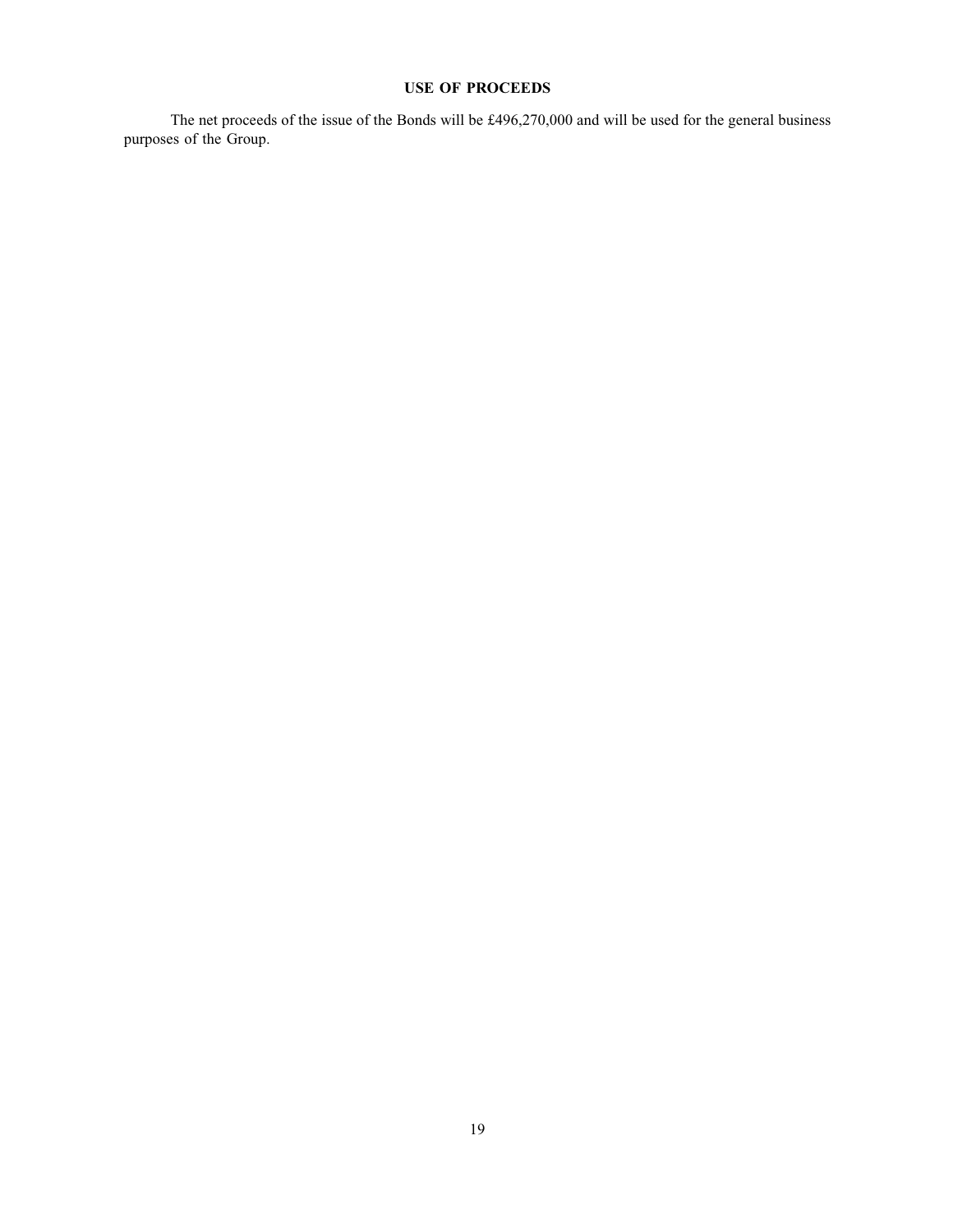## USE OF PROCEEDS

The net proceeds of the issue of the Bonds will be £496,270,000 and will be used for the general business purposes of the Group.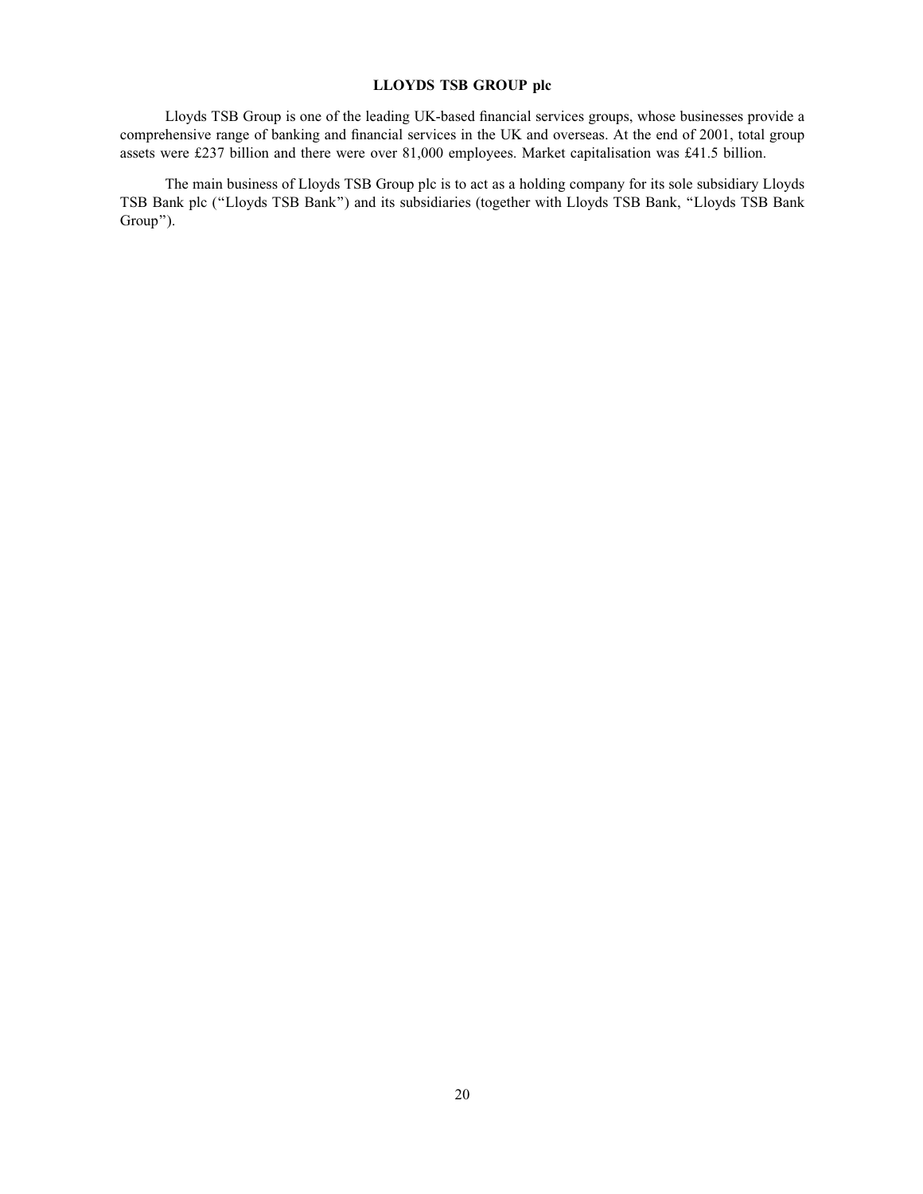## LLOYDS TSB GROUP plc

Lloyds TSB Group is one of the leading UK-based financial services groups, whose businesses provide a comprehensive range of banking and financial services in the UK and overseas. At the end of 2001, total group assets were £237 billion and there were over 81,000 employees. Market capitalisation was £41.5 billion.

The main business of Lloyds TSB Group plc is to act as a holding company for its sole subsidiary Lloyds TSB Bank plc ("Lloyds TSB Bank") and its subsidiaries (together with Lloyds TSB Bank, "Lloyds TSB Bank Group").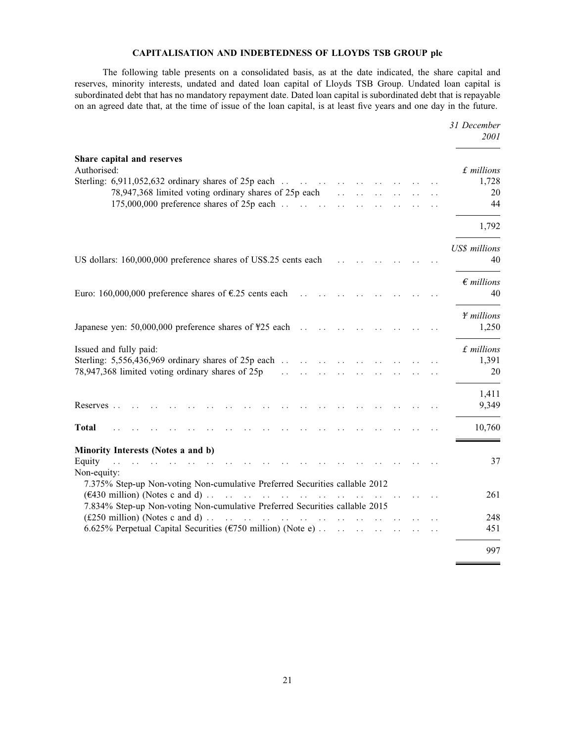**CAPITALISATION AND INDEBTEDNESS OF LLOYDS TSB GROUP plc**

The following table presents on a consolidated basis, as at the date indicated, the share capital and reserves, minority interests, undated and dated loan capital of Lloyds TSB Group. Undated loan capital is subordinated debt that has no mandatory repayment date. Dated loan capital is subordinated debt that is repayable on an agreed date that, at the time of issue of the loan capital, is at least five years and one day in the future.

| | *31 December 2001* |
|---|---|
| **Share capital and reserves** | |
| Authorised: | *£ millions* |
| Sterling: 6,911,052,632 ordinary shares of 25p each | 1,728 |
| 78,947,368 limited voting ordinary shares of 25p each | 20 |
| 175,000,000 preference shares of 25p each | 44 |
| | 1,792 |
| | *US$ millions* |
| US dollars: 160,000,000 preference shares of US$.25 cents each | 40 |
| | *€ millions* |
| Euro: 160,000,000 preference shares of €.25 cents each | 40 |
| | *¥ millions* |
| Japanese yen: 50,000,000 preference shares of ¥25 each | 1,250 |
| Issued and fully paid: | *£ millions* |
| Sterling: 5,556,436,969 ordinary shares of 25p each | 1,391 |
| 78,947,368 limited voting ordinary shares of 25p | 20 |
| | 1,411 |
| Reserves | 9,349 |
| **Total** | 10,760 |
| **Minority Interests (Notes a and b)** | |
| Equity | 37 |
| Non-equity: | |
| 7.375% Step-up Non-voting Non-cumulative Preferred Securities callable 2012 (€430 million) (Notes c and d) | 261 |
| 7.834% Step-up Non-voting Non-cumulative Preferred Securities callable 2015 (£250 million) (Notes c and d) | 248 |
| 6.625% Perpetual Capital Securities (€750 million) (Note e) | 451 |
| | 997 |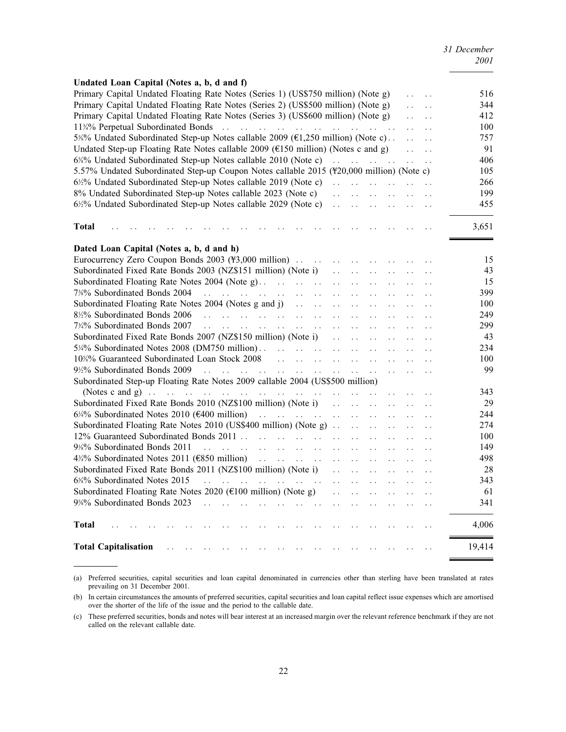| | 31 December 2001 |
|---|---|
| **Undated Loan Capital (Notes a, b, d and f)** | |
| Primary Capital Undated Floating Rate Notes (Series 1) (US$750 million) (Note g) | 516 |
| Primary Capital Undated Floating Rate Notes (Series 2) (US$500 million) (Note g) | 344 |
| Primary Capital Undated Floating Rate Notes (Series 3) (US$600 million) (Note g) | 412 |
| 11¾% Perpetual Subordinated Bonds | 100 |
| 5⅝% Undated Subordinated Step-up Notes callable 2009 (€1,250 million) (Note c) | 757 |
| Undated Step-up Floating Rate Notes callable 2009 (€150 million) (Notes c and g) | 91 |
| 6⅜% Undated Subordinated Step-up Notes callable 2010 (Note c) | 406 |
| 5.57% Undated Subordinated Step-up Coupon Notes callable 2015 (¥20,000 million) (Note c) | 105 |
| 6½% Undated Subordinated Step-up Notes callable 2019 (Note c) | 266 |
| 8% Undated Subordinated Step-up Notes callable 2023 (Note c) | 199 |
| 6½% Undated Subordinated Step-up Notes callable 2029 (Note c) | 455 |
| **Total** | 3,651 |
| **Dated Loan Capital (Notes a, b, d and h)** | |
| Eurocurrency Zero Coupon Bonds 2003 (¥3,000 million) | 15 |
| Subordinated Fixed Rate Bonds 2003 (NZ$151 million) (Note i) | 43 |
| Subordinated Floating Rate Notes 2004 (Note g) | 15 |
| 7⅜% Subordinated Bonds 2004 | 399 |
| Subordinated Floating Rate Notes 2004 (Notes g and j) | 100 |
| 8½% Subordinated Bonds 2006 | 249 |
| 7¾% Subordinated Bonds 2007 | 299 |
| Subordinated Fixed Rate Bonds 2007 (NZ$150 million) (Note i) | 43 |
| 5¼% Subordinated Notes 2008 (DM750 million) | 234 |
| 10⅝% Guaranteed Subordinated Loan Stock 2008 | 100 |
| 9½% Subordinated Bonds 2009 | 99 |
| Subordinated Step-up Floating Rate Notes 2009 callable 2004 (US$500 million) (Notes c and g) | 343 |
| Subordinated Fixed Rate Bonds 2010 (NZ$100 million) (Note i) | 29 |
| 6¼% Subordinated Notes 2010 (€400 million) | 244 |
| Subordinated Floating Rate Notes 2010 (US$400 million) (Note g) | 274 |
| 12% Guaranteed Subordinated Bonds 2011 | 100 |
| 9⅛% Subordinated Bonds 2011 | 149 |
| 4¾% Subordinated Notes 2011 (€850 million) | 498 |
| Subordinated Fixed Rate Bonds 2011 (NZ$100 million) (Note i) | 28 |
| 6⅝% Subordinated Notes 2015 | 343 |
| Subordinated Floating Rate Notes 2020 (€100 million) (Note g) | 61 |
| 9⅝% Subordinated Bonds 2023 | 341 |
| **Total** | 4,006 |
| **Total Capitalisation** | 19,414 |

(a) Preferred securities, capital securities and loan capital denominated in currencies other than sterling have been translated at rates prevailing on 31 December 2001.

(b) In certain circumstances the amounts of preferred securities, capital securities and loan capital reflect issue expenses which are amortised over the shorter of the life of the issue and the period to the callable date.

(c) These preferred securities, bonds and notes will bear interest at an increased margin over the relevant reference benchmark if they are not called on the relevant callable date.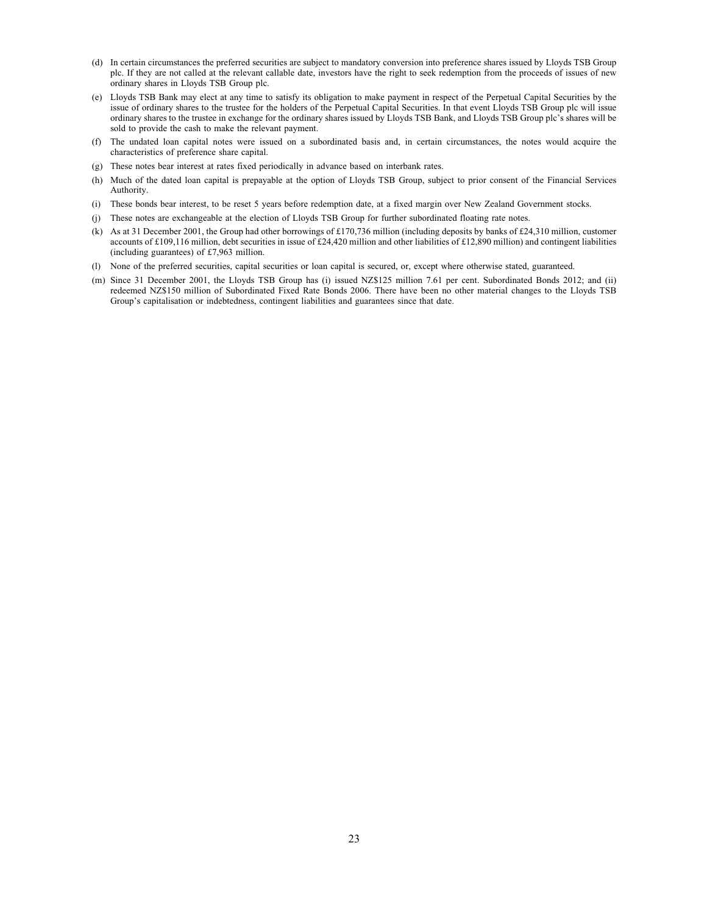(d) In certain circumstances the preferred securities are subject to mandatory conversion into preference shares issued by Lloyds TSB Group plc. If they are not called at the relevant callable date, investors have the right to seek redemption from the proceeds of issues of new ordinary shares in Lloyds TSB Group plc.

(e) Lloyds TSB Bank may elect at any time to satisfy its obligation to make payment in respect of the Perpetual Capital Securities by the issue of ordinary shares to the trustee for the holders of the Perpetual Capital Securities. In that event Lloyds TSB Group plc will issue ordinary shares to the trustee in exchange for the ordinary shares issued by Lloyds TSB Bank, and Lloyds TSB Group plc's shares will be sold to provide the cash to make the relevant payment.

(f) The undated loan capital notes were issued on a subordinated basis and, in certain circumstances, the notes would acquire the characteristics of preference share capital.

(g) These notes bear interest at rates fixed periodically in advance based on interbank rates.

(h) Much of the dated loan capital is prepayable at the option of Lloyds TSB Group, subject to prior consent of the Financial Services Authority.

(i) These bonds bear interest, to be reset 5 years before redemption date, at a fixed margin over New Zealand Government stocks.

(j) These notes are exchangeable at the election of Lloyds TSB Group for further subordinated floating rate notes.

(k) As at 31 December 2001, the Group had other borrowings of £170,736 million (including deposits by banks of £24,310 million, customer accounts of £109,116 million, debt securities in issue of £24,420 million and other liabilities of £12,890 million) and contingent liabilities (including guarantees) of £7,963 million.

(l) None of the preferred securities, capital securities or loan capital is secured, or, except where otherwise stated, guaranteed.

(m) Since 31 December 2001, the Lloyds TSB Group has (i) issued NZ$125 million 7.61 per cent. Subordinated Bonds 2012; and (ii) redeemed NZ$150 million of Subordinated Fixed Rate Bonds 2006. There have been no other material changes to the Lloyds TSB Group's capitalisation or indebtedness, contingent liabilities and guarantees since that date.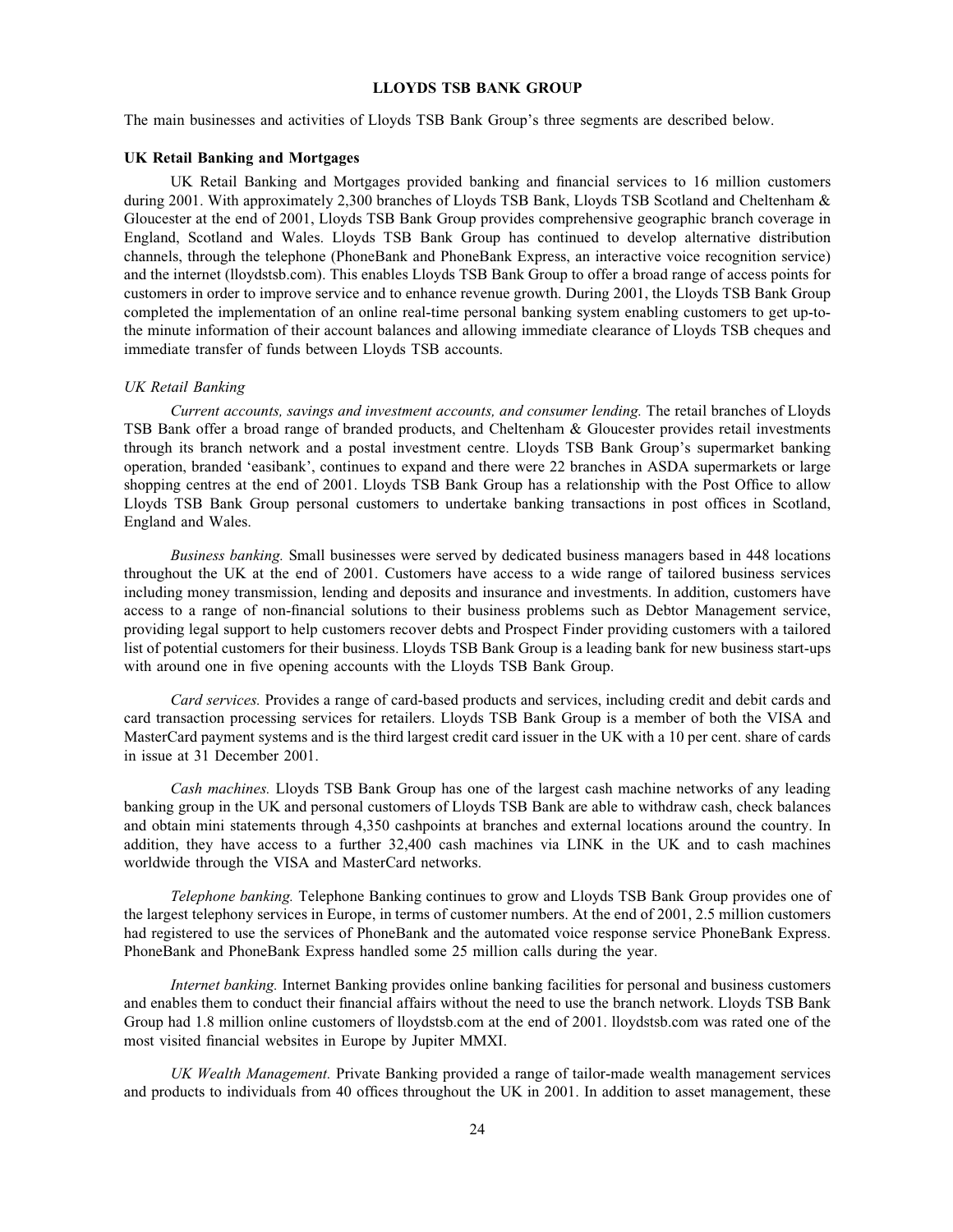# LLOYDS TSB BANK GROUP

The main businesses and activities of Lloyds TSB Bank Group's three segments are described below.

## UK Retail Banking and Mortgages

UK Retail Banking and Mortgages provided banking and financial services to 16 million customers during 2001. With approximately 2,300 branches of Lloyds TSB Bank, Lloyds TSB Scotland and Cheltenham & Gloucester at the end of 2001, Lloyds TSB Bank Group provides comprehensive geographic branch coverage in England, Scotland and Wales. Lloyds TSB Bank Group has continued to develop alternative distribution channels, through the telephone (PhoneBank and PhoneBank Express, an interactive voice recognition service) and the internet (lloydstsb.com). This enables Lloyds TSB Bank Group to offer a broad range of access points for customers in order to improve service and to enhance revenue growth. During 2001, the Lloyds TSB Bank Group completed the implementation of an online real-time personal banking system enabling customers to get up-to-the minute information of their account balances and allowing immediate clearance of Lloyds TSB cheques and immediate transfer of funds between Lloyds TSB accounts.

### *UK Retail Banking*

*Current accounts, savings and investment accounts, and consumer lending.* The retail branches of Lloyds TSB Bank offer a broad range of branded products, and Cheltenham & Gloucester provides retail investments through its branch network and a postal investment centre. Lloyds TSB Bank Group's supermarket banking operation, branded 'easibank', continues to expand and there were 22 branches in ASDA supermarkets or large shopping centres at the end of 2001. Lloyds TSB Bank Group has a relationship with the Post Office to allow Lloyds TSB Bank Group personal customers to undertake banking transactions in post offices in Scotland, England and Wales.

*Business banking.* Small businesses were served by dedicated business managers based in 448 locations throughout the UK at the end of 2001. Customers have access to a wide range of tailored business services including money transmission, lending and deposits and insurance and investments. In addition, customers have access to a range of non-financial solutions to their business problems such as Debtor Management service, providing legal support to help customers recover debts and Prospect Finder providing customers with a tailored list of potential customers for their business. Lloyds TSB Bank Group is a leading bank for new business start-ups with around one in five opening accounts with the Lloyds TSB Bank Group.

*Card services.* Provides a range of card-based products and services, including credit and debit cards and card transaction processing services for retailers. Lloyds TSB Bank Group is a member of both the VISA and MasterCard payment systems and is the third largest credit card issuer in the UK with a 10 per cent. share of cards in issue at 31 December 2001.

*Cash machines.* Lloyds TSB Bank Group has one of the largest cash machine networks of any leading banking group in the UK and personal customers of Lloyds TSB Bank are able to withdraw cash, check balances and obtain mini statements through 4,350 cashpoints at branches and external locations around the country. In addition, they have access to a further 32,400 cash machines via LINK in the UK and to cash machines worldwide through the VISA and MasterCard networks.

*Telephone banking.* Telephone Banking continues to grow and Lloyds TSB Bank Group provides one of the largest telephony services in Europe, in terms of customer numbers. At the end of 2001, 2.5 million customers had registered to use the services of PhoneBank and the automated voice response service PhoneBank Express. PhoneBank and PhoneBank Express handled some 25 million calls during the year.

*Internet banking.* Internet Banking provides online banking facilities for personal and business customers and enables them to conduct their financial affairs without the need to use the branch network. Lloyds TSB Bank Group had 1.8 million online customers of lloydstsb.com at the end of 2001. lloydstsb.com was rated one of the most visited financial websites in Europe by Jupiter MMXI.

*UK Wealth Management.* Private Banking provided a range of tailor-made wealth management services and products to individuals from 40 offices throughout the UK in 2001. In addition to asset management, these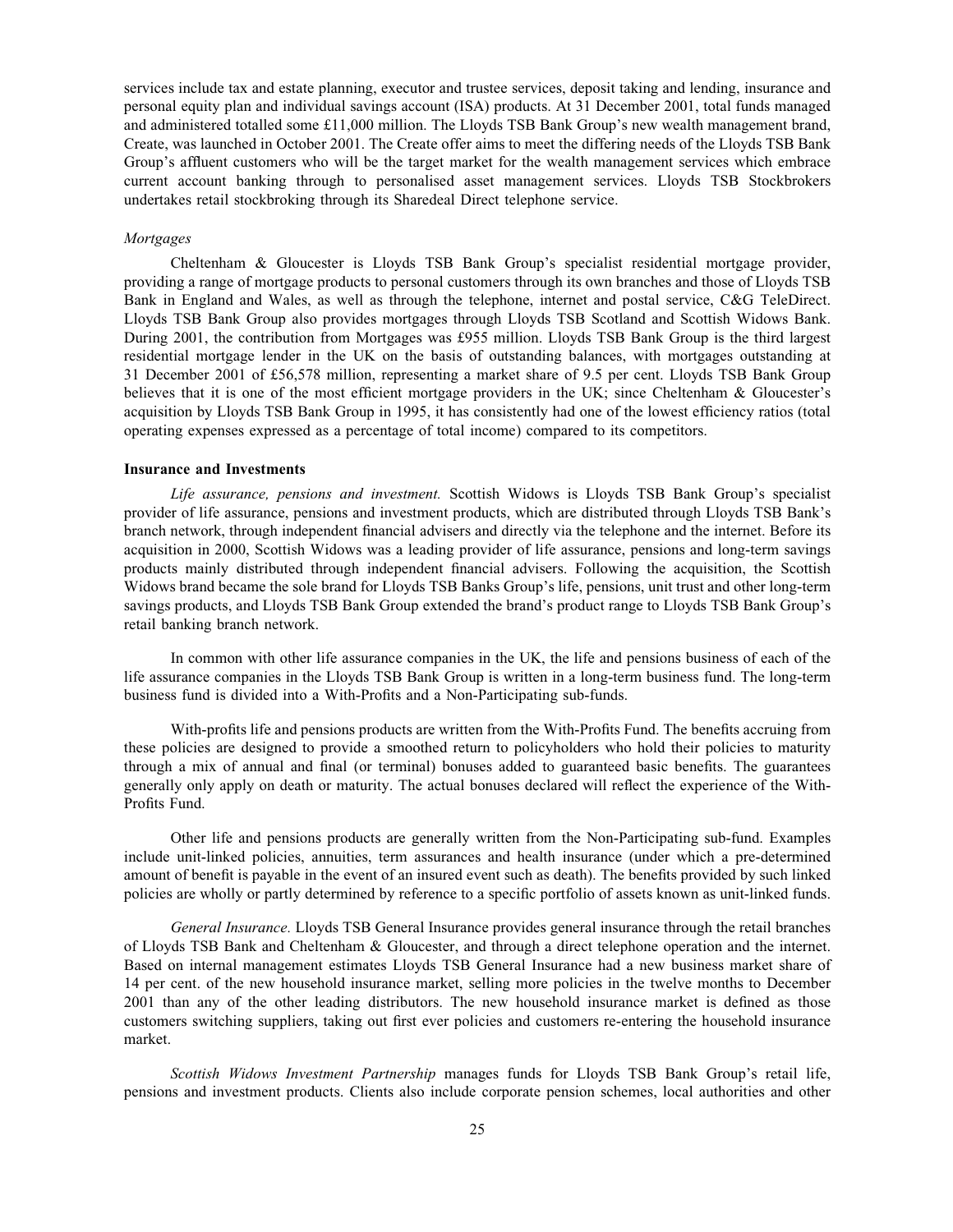services include tax and estate planning, executor and trustee services, deposit taking and lending, insurance and personal equity plan and individual savings account (ISA) products. At 31 December 2001, total funds managed and administered totalled some £11,000 million. The Lloyds TSB Bank Group's new wealth management brand, Create, was launched in October 2001. The Create offer aims to meet the differing needs of the Lloyds TSB Bank Group's affluent customers who will be the target market for the wealth management services which embrace current account banking through to personalised asset management services. Lloyds TSB Stockbrokers undertakes retail stockbroking through its Sharedeal Direct telephone service.

*Mortgages*

Cheltenham & Gloucester is Lloyds TSB Bank Group's specialist residential mortgage provider, providing a range of mortgage products to personal customers through its own branches and those of Lloyds TSB Bank in England and Wales, as well as through the telephone, internet and postal service, C&G TeleDirect. Lloyds TSB Bank Group also provides mortgages through Lloyds TSB Scotland and Scottish Widows Bank. During 2001, the contribution from Mortgages was £955 million. Lloyds TSB Bank Group is the third largest residential mortgage lender in the UK on the basis of outstanding balances, with mortgages outstanding at 31 December 2001 of £56,578 million, representing a market share of 9.5 per cent. Lloyds TSB Bank Group believes that it is one of the most efficient mortgage providers in the UK; since Cheltenham & Gloucester's acquisition by Lloyds TSB Bank Group in 1995, it has consistently had one of the lowest efficiency ratios (total operating expenses expressed as a percentage of total income) compared to its competitors.

**Insurance and Investments**

*Life assurance, pensions and investment.* Scottish Widows is Lloyds TSB Bank Group's specialist provider of life assurance, pensions and investment products, which are distributed through Lloyds TSB Bank's branch network, through independent financial advisers and directly via the telephone and the internet. Before its acquisition in 2000, Scottish Widows was a leading provider of life assurance, pensions and long-term savings products mainly distributed through independent financial advisers. Following the acquisition, the Scottish Widows brand became the sole brand for Lloyds TSB Banks Group's life, pensions, unit trust and other long-term savings products, and Lloyds TSB Bank Group extended the brand's product range to Lloyds TSB Bank Group's retail banking branch network.

In common with other life assurance companies in the UK, the life and pensions business of each of the life assurance companies in the Lloyds TSB Bank Group is written in a long-term business fund. The long-term business fund is divided into a With-Profits and a Non-Participating sub-funds.

With-profits life and pensions products are written from the With-Profits Fund. The benefits accruing from these policies are designed to provide a smoothed return to policyholders who hold their policies to maturity through a mix of annual and final (or terminal) bonuses added to guaranteed basic benefits. The guarantees generally only apply on death or maturity. The actual bonuses declared will reflect the experience of the With-Profits Fund.

Other life and pensions products are generally written from the Non-Participating sub-fund. Examples include unit-linked policies, annuities, term assurances and health insurance (under which a pre-determined amount of benefit is payable in the event of an insured event such as death). The benefits provided by such linked policies are wholly or partly determined by reference to a specific portfolio of assets known as unit-linked funds.

*General Insurance.* Lloyds TSB General Insurance provides general insurance through the retail branches of Lloyds TSB Bank and Cheltenham & Gloucester, and through a direct telephone operation and the internet. Based on internal management estimates Lloyds TSB General Insurance had a new business market share of 14 per cent. of the new household insurance market, selling more policies in the twelve months to December 2001 than any of the other leading distributors. The new household insurance market is defined as those customers switching suppliers, taking out first ever policies and customers re-entering the household insurance market.

*Scottish Widows Investment Partnership* manages funds for Lloyds TSB Bank Group's retail life, pensions and investment products. Clients also include corporate pension schemes, local authorities and other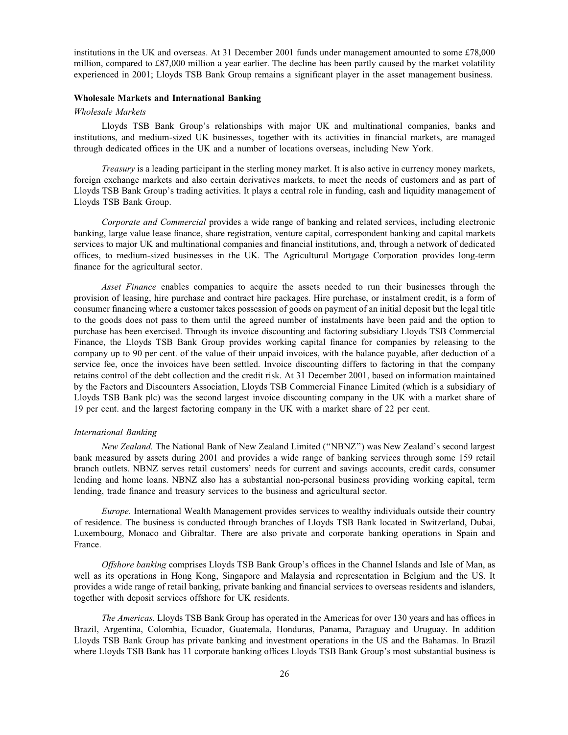institutions in the UK and overseas. At 31 December 2001 funds under management amounted to some £78,000 million, compared to £87,000 million a year earlier. The decline has been partly caused by the market volatility experienced in 2001; Lloyds TSB Bank Group remains a significant player in the asset management business.

**Wholesale Markets and International Banking**

*Wholesale Markets*

Lloyds TSB Bank Group's relationships with major UK and multinational companies, banks and institutions, and medium-sized UK businesses, together with its activities in financial markets, are managed through dedicated offices in the UK and a number of locations overseas, including New York.

*Treasury* is a leading participant in the sterling money market. It is also active in currency money markets, foreign exchange markets and also certain derivatives markets, to meet the needs of customers and as part of Lloyds TSB Bank Group's trading activities. It plays a central role in funding, cash and liquidity management of Lloyds TSB Bank Group.

*Corporate and Commercial* provides a wide range of banking and related services, including electronic banking, large value lease finance, share registration, venture capital, correspondent banking and capital markets services to major UK and multinational companies and financial institutions, and, through a network of dedicated offices, to medium-sized businesses in the UK. The Agricultural Mortgage Corporation provides long-term finance for the agricultural sector.

*Asset Finance* enables companies to acquire the assets needed to run their businesses through the provision of leasing, hire purchase and contract hire packages. Hire purchase, or instalment credit, is a form of consumer financing where a customer takes possession of goods on payment of an initial deposit but the legal title to the goods does not pass to them until the agreed number of instalments have been paid and the option to purchase has been exercised. Through its invoice discounting and factoring subsidiary Lloyds TSB Commercial Finance, the Lloyds TSB Bank Group provides working capital finance for companies by releasing to the company up to 90 per cent. of the value of their unpaid invoices, with the balance payable, after deduction of a service fee, once the invoices have been settled. Invoice discounting differs to factoring in that the company retains control of the debt collection and the credit risk. At 31 December 2001, based on information maintained by the Factors and Discounters Association, Lloyds TSB Commercial Finance Limited (which is a subsidiary of Lloyds TSB Bank plc) was the second largest invoice discounting company in the UK with a market share of 19 per cent. and the largest factoring company in the UK with a market share of 22 per cent.

*International Banking*

*New Zealand.* The National Bank of New Zealand Limited ("NBNZ") was New Zealand's second largest bank measured by assets during 2001 and provides a wide range of banking services through some 159 retail branch outlets. NBNZ serves retail customers' needs for current and savings accounts, credit cards, consumer lending and home loans. NBNZ also has a substantial non-personal business providing working capital, term lending, trade finance and treasury services to the business and agricultural sector.

*Europe.* International Wealth Management provides services to wealthy individuals outside their country of residence. The business is conducted through branches of Lloyds TSB Bank located in Switzerland, Dubai, Luxembourg, Monaco and Gibraltar. There are also private and corporate banking operations in Spain and France.

*Offshore banking* comprises Lloyds TSB Bank Group's offices in the Channel Islands and Isle of Man, as well as its operations in Hong Kong, Singapore and Malaysia and representation in Belgium and the US. It provides a wide range of retail banking, private banking and financial services to overseas residents and islanders, together with deposit services offshore for UK residents.

*The Americas.* Lloyds TSB Bank Group has operated in the Americas for over 130 years and has offices in Brazil, Argentina, Colombia, Ecuador, Guatemala, Honduras, Panama, Paraguay and Uruguay. In addition Lloyds TSB Bank Group has private banking and investment operations in the US and the Bahamas. In Brazil where Lloyds TSB Bank has 11 corporate banking offices Lloyds TSB Bank Group's most substantial business is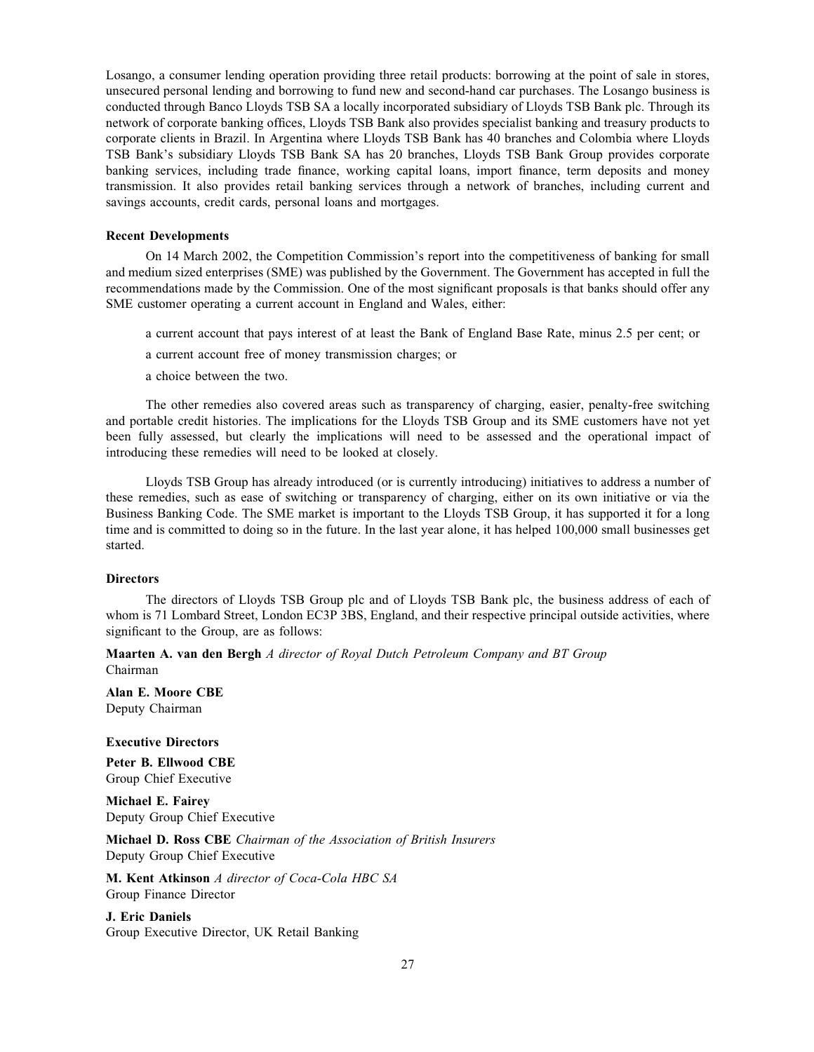Losango, a consumer lending operation providing three retail products: borrowing at the point of sale in stores, unsecured personal lending and borrowing to fund new and second-hand car purchases. The Losango business is conducted through Banco Lloyds TSB SA a locally incorporated subsidiary of Lloyds TSB Bank plc. Through its network of corporate banking offices, Lloyds TSB Bank also provides specialist banking and treasury products to corporate clients in Brazil. In Argentina where Lloyds TSB Bank has 40 branches and Colombia where Lloyds TSB Bank's subsidiary Lloyds TSB Bank SA has 20 branches, Lloyds TSB Bank Group provides corporate banking services, including trade finance, working capital loans, import finance, term deposits and money transmission. It also provides retail banking services through a network of branches, including current and savings accounts, credit cards, personal loans and mortgages.

### Recent Developments

On 14 March 2002, the Competition Commission's report into the competitiveness of banking for small and medium sized enterprises (SME) was published by the Government. The Government has accepted in full the recommendations made by the Commission. One of the most significant proposals is that banks should offer any SME customer operating a current account in England and Wales, either:

- a current account that pays interest of at least the Bank of England Base Rate, minus 2.5 per cent; or
- a current account free of money transmission charges; or
- a choice between the two.

The other remedies also covered areas such as transparency of charging, easier, penalty-free switching and portable credit histories. The implications for the Lloyds TSB Group and its SME customers have not yet been fully assessed, but clearly the implications will need to be assessed and the operational impact of introducing these remedies will need to be looked at closely.

Lloyds TSB Group has already introduced (or is currently introducing) initiatives to address a number of these remedies, such as ease of switching or transparency of charging, either on its own initiative or via the Business Banking Code. The SME market is important to the Lloyds TSB Group, it has supported it for a long time and is committed to doing so in the future. In the last year alone, it has helped 100,000 small businesses get started.

### Directors

The directors of Lloyds TSB Group plc and of Lloyds TSB Bank plc, the business address of each of whom is 71 Lombard Street, London EC3P 3BS, England, and their respective principal outside activities, where significant to the Group, are as follows:

**Maarten A. van den Bergh** *A director of Royal Dutch Petroleum Company and BT Group*
Chairman

**Alan E. Moore CBE**
Deputy Chairman

**Executive Directors**

**Peter B. Ellwood CBE**
Group Chief Executive

**Michael E. Fairey**
Deputy Group Chief Executive

**Michael D. Ross CBE** *Chairman of the Association of British Insurers*
Deputy Group Chief Executive

**M. Kent Atkinson** *A director of Coca-Cola HBC SA*
Group Finance Director

**J. Eric Daniels**
Group Executive Director, UK Retail Banking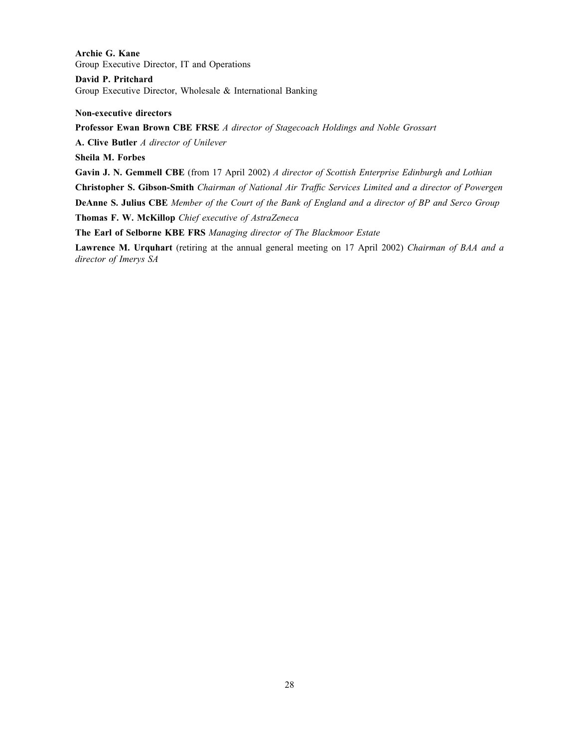**Archie G. Kane**
Group Executive Director, IT and Operations

**David P. Pritchard**
Group Executive Director, Wholesale & International Banking

**Non-executive directors**

**Professor Ewan Brown CBE FRSE** *A director of Stagecoach Holdings and Noble Grossart*

**A. Clive Butler** *A director of Unilever*

**Sheila M. Forbes**

**Gavin J. N. Gemmell CBE** (from 17 April 2002) *A director of Scottish Enterprise Edinburgh and Lothian*

**Christopher S. Gibson-Smith** *Chairman of National Air Traffic Services Limited and a director of Powergen*

**DeAnne S. Julius CBE** *Member of the Court of the Bank of England and a director of BP and Serco Group*

**Thomas F. W. McKillop** *Chief executive of AstraZeneca*

**The Earl of Selborne KBE FRS** *Managing director of The Blackmoor Estate*

**Lawrence M. Urquhart** (retiring at the annual general meeting on 17 April 2002) *Chairman of BAA and a director of Imerys SA*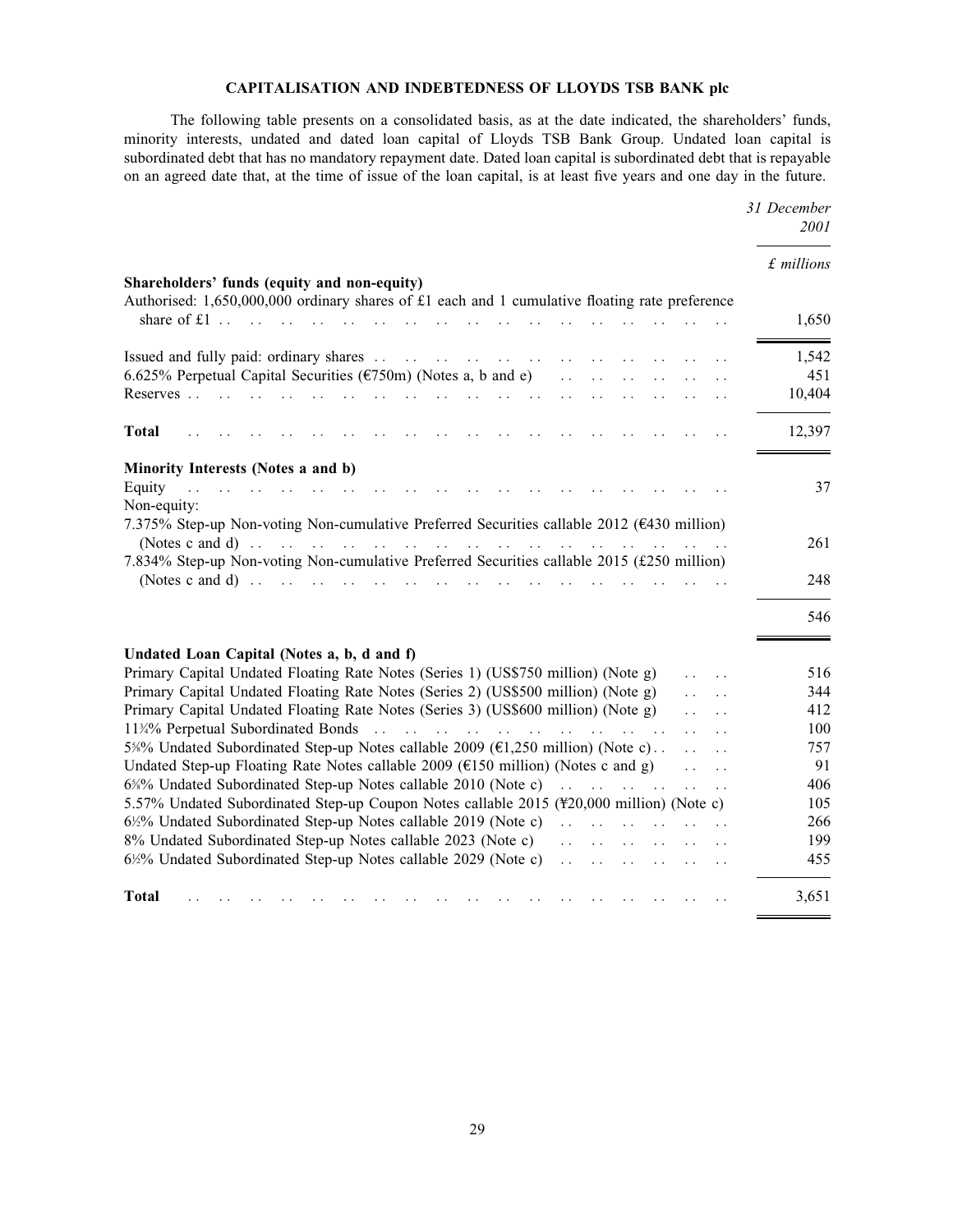# CAPITALISATION AND INDEBTEDNESS OF LLOYDS TSB BANK plc

The following table presents on a consolidated basis, as at the date indicated, the shareholders' funds, minority interests, undated and dated loan capital of Lloyds TSB Bank Group. Undated loan capital is subordinated debt that has no mandatory repayment date. Dated loan capital is subordinated debt that is repayable on an agreed date that, at the time of issue of the loan capital, is at least five years and one day in the future.

| | *31 December 2001* |
|---|---|
| | *£ millions* |
| **Shareholders' funds (equity and non-equity)** | |
| Authorised: 1,650,000,000 ordinary shares of £1 each and 1 cumulative floating rate preference share of £1 | 1,650 |
| Issued and fully paid: ordinary shares | 1,542 |
| 6.625% Perpetual Capital Securities (€750m) (Notes a, b and e) | 451 |
| Reserves | 10,404 |
| **Total** | 12,397 |
| **Minority Interests (Notes a and b)** | |
| Equity | 37 |
| Non-equity: | |
| 7.375% Step-up Non-voting Non-cumulative Preferred Securities callable 2012 (€430 million) (Notes c and d) | 261 |
| 7.834% Step-up Non-voting Non-cumulative Preferred Securities callable 2015 (£250 million) (Notes c and d) | 248 |
| | 546 |
| **Undated Loan Capital (Notes a, b, d and f)** | |
| Primary Capital Undated Floating Rate Notes (Series 1) (US$750 million) (Note g) | 516 |
| Primary Capital Undated Floating Rate Notes (Series 2) (US$500 million) (Note g) | 344 |
| Primary Capital Undated Floating Rate Notes (Series 3) (US$600 million) (Note g) | 412 |
| 11¾% Perpetual Subordinated Bonds | 100 |
| 5⅝% Undated Subordinated Step-up Notes callable 2009 (€1,250 million) (Note c) | 757 |
| Undated Step-up Floating Rate Notes callable 2009 (€150 million) (Notes c and g) | 91 |
| 6⅝% Undated Subordinated Step-up Notes callable 2010 (Note c) | 406 |
| 5.57% Undated Subordinated Step-up Coupon Notes callable 2015 (¥20,000 million) (Note c) | 105 |
| 6½% Undated Subordinated Step-up Notes callable 2019 (Note c) | 266 |
| 8% Undated Subordinated Step-up Notes callable 2023 (Note c) | 199 |
| 6½% Undated Subordinated Step-up Notes callable 2029 (Note c) | 455 |
| **Total** | 3,651 |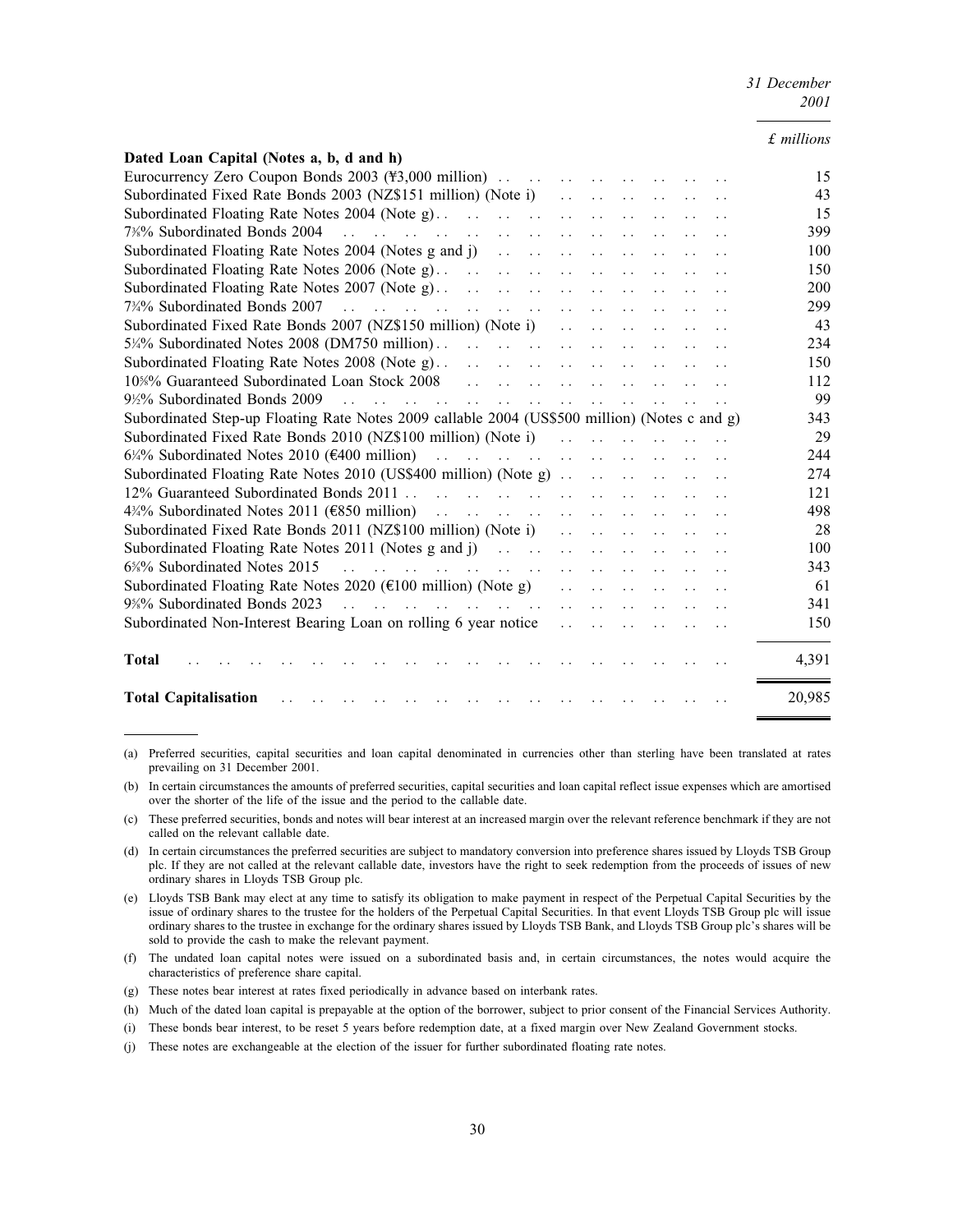| | 31 December 2001 |
|---|---|
| | £ millions |
| **Dated Loan Capital (Notes a, b, d and h)** | |
| Eurocurrency Zero Coupon Bonds 2003 (¥3,000 million) | 15 |
| Subordinated Fixed Rate Bonds 2003 (NZ$151 million) (Note i) | 43 |
| Subordinated Floating Rate Notes 2004 (Note g) | 15 |
| 7⅜% Subordinated Bonds 2004 | 399 |
| Subordinated Floating Rate Notes 2004 (Notes g and j) | 100 |
| Subordinated Floating Rate Notes 2006 (Note g) | 150 |
| Subordinated Floating Rate Notes 2007 (Note g) | 200 |
| 7¾% Subordinated Bonds 2007 | 299 |
| Subordinated Fixed Rate Bonds 2007 (NZ$150 million) (Note i) | 43 |
| 5¼% Subordinated Notes 2008 (DM750 million) | 234 |
| Subordinated Floating Rate Notes 2008 (Note g) | 150 |
| 10⅝% Guaranteed Subordinated Loan Stock 2008 | 112 |
| 9½% Subordinated Bonds 2009 | 99 |
| Subordinated Step-up Floating Rate Notes 2009 callable 2004 (US$500 million) (Notes c and g) | 343 |
| Subordinated Fixed Rate Bonds 2010 (NZ$100 million) (Note i) | 29 |
| 6¼% Subordinated Notes 2010 (€400 million) | 244 |
| Subordinated Floating Rate Notes 2010 (US$400 million) (Note g) | 274 |
| 12% Guaranteed Subordinated Bonds 2011 | 121 |
| 4¾% Subordinated Notes 2011 (€850 million) | 498 |
| Subordinated Fixed Rate Bonds 2011 (NZ$100 million) (Note i) | 28 |
| Subordinated Floating Rate Notes 2011 (Notes g and j) | 100 |
| 6⅝% Subordinated Notes 2015 | 343 |
| Subordinated Floating Rate Notes 2020 (€100 million) (Note g) | 61 |
| 9⅝% Subordinated Bonds 2023 | 341 |
| Subordinated Non-Interest Bearing Loan on rolling 6 year notice | 150 |
| **Total** | 4,391 |
| **Total Capitalisation** | 20,985 |

(a) Preferred securities, capital securities and loan capital denominated in currencies other than sterling have been translated at rates prevailing on 31 December 2001.

(b) In certain circumstances the amounts of preferred securities, capital securities and loan capital reflect issue expenses which are amortised over the shorter of the life of the issue and the period to the callable date.

(c) These preferred securities, bonds and notes will bear interest at an increased margin over the relevant reference benchmark if they are not called on the relevant callable date.

(d) In certain circumstances the preferred securities are subject to mandatory conversion into preference shares issued by Lloyds TSB Group plc. If they are not called at the relevant callable date, investors have the right to seek redemption from the proceeds of issues of new ordinary shares in Lloyds TSB Group plc.

(e) Lloyds TSB Bank may elect at any time to satisfy its obligation to make payment in respect of the Perpetual Capital Securities by the issue of ordinary shares to the trustee for the holders of the Perpetual Capital Securities. In that event Lloyds TSB Group plc will issue ordinary shares to the trustee in exchange for the ordinary shares issued by Lloyds TSB Bank, and Lloyds TSB Group plc's shares will be sold to provide the cash to make the relevant payment.

(f) The undated loan capital notes were issued on a subordinated basis and, in certain circumstances, the notes would acquire the characteristics of preference share capital.

(g) These notes bear interest at rates fixed periodically in advance based on interbank rates.

(h) Much of the dated loan capital is prepayable at the option of the borrower, subject to prior consent of the Financial Services Authority.

(i) These bonds bear interest, to be reset 5 years before redemption date, at a fixed margin over New Zealand Government stocks.

(j) These notes are exchangeable at the election of the issuer for further subordinated floating rate notes.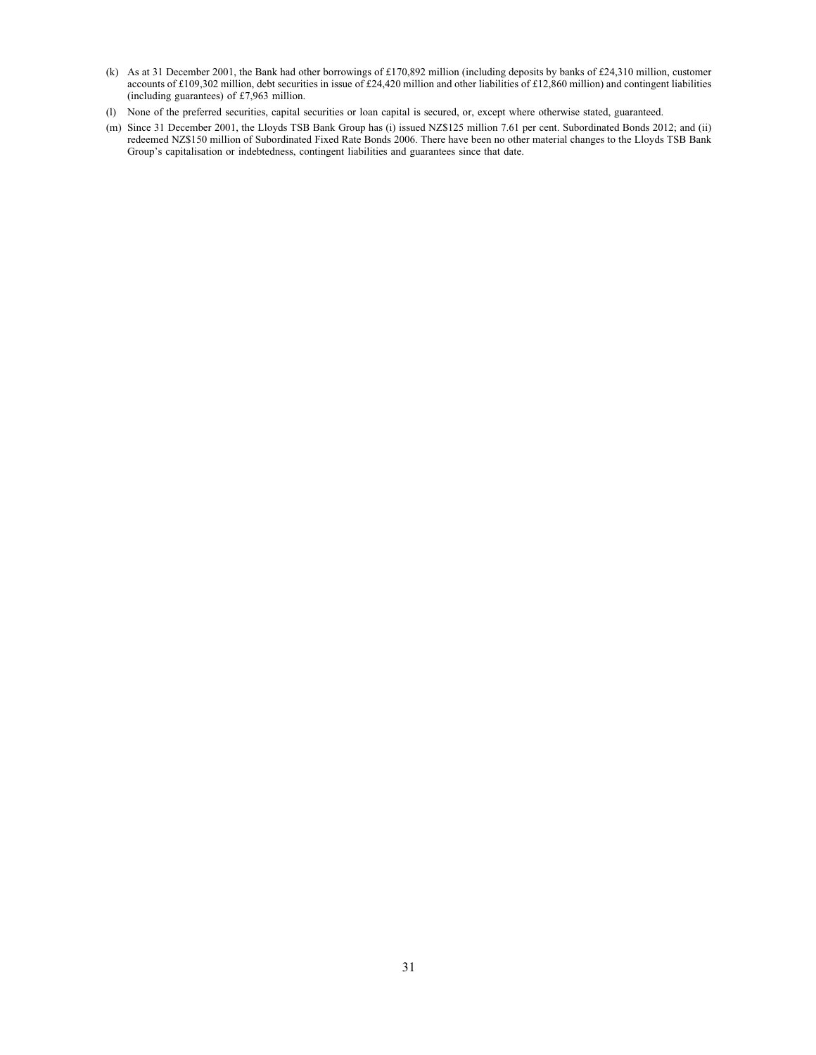(k) As at 31 December 2001, the Bank had other borrowings of £170,892 million (including deposits by banks of £24,310 million, customer accounts of £109,302 million, debt securities in issue of £24,420 million and other liabilities of £12,860 million) and contingent liabilities (including guarantees) of £7,963 million.

(l) None of the preferred securities, capital securities or loan capital is secured, or, except where otherwise stated, guaranteed.

(m) Since 31 December 2001, the Lloyds TSB Bank Group has (i) issued NZ$125 million 7.61 per cent. Subordinated Bonds 2012; and (ii) redeemed NZ$150 million of Subordinated Fixed Rate Bonds 2006. There have been no other material changes to the Lloyds TSB Bank Group's capitalisation or indebtedness, contingent liabilities and guarantees since that date.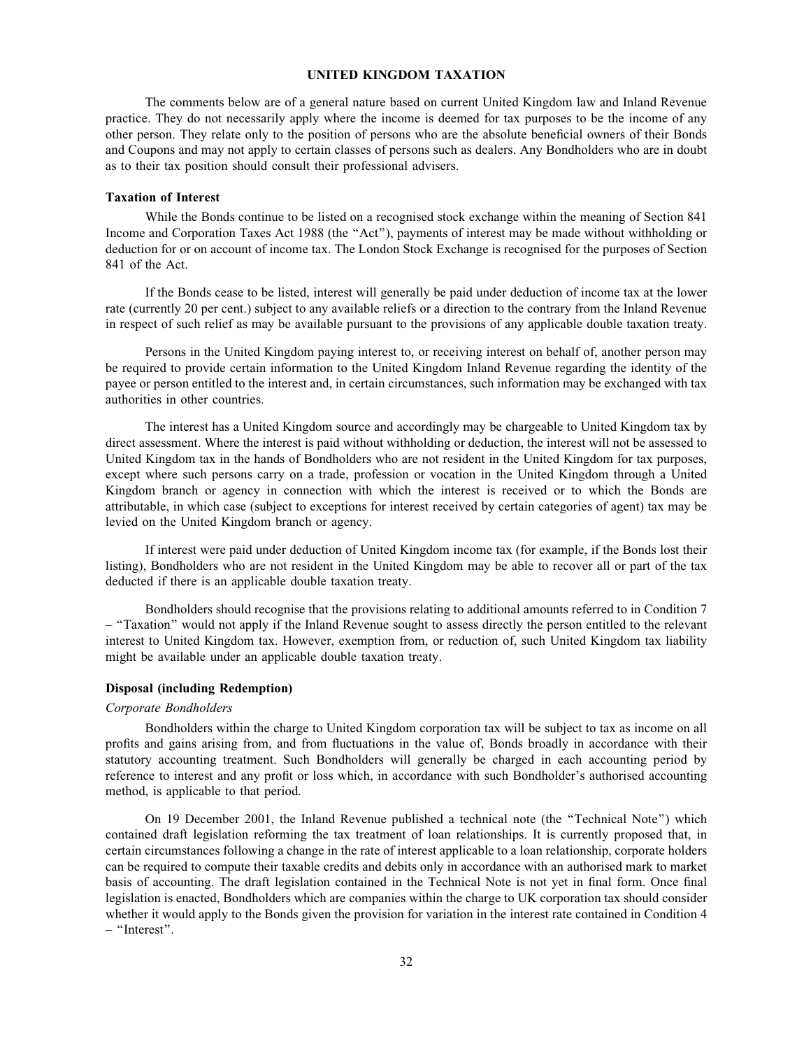# UNITED KINGDOM TAXATION

The comments below are of a general nature based on current United Kingdom law and Inland Revenue practice. They do not necessarily apply where the income is deemed for tax purposes to be the income of any other person. They relate only to the position of persons who are the absolute beneficial owners of their Bonds and Coupons and may not apply to certain classes of persons such as dealers. Any Bondholders who are in doubt as to their tax position should consult their professional advisers.

**Taxation of Interest**

While the Bonds continue to be listed on a recognised stock exchange within the meaning of Section 841 Income and Corporation Taxes Act 1988 (the "Act"), payments of interest may be made without withholding or deduction for or on account of income tax. The London Stock Exchange is recognised for the purposes of Section 841 of the Act.

If the Bonds cease to be listed, interest will generally be paid under deduction of income tax at the lower rate (currently 20 per cent.) subject to any available reliefs or a direction to the contrary from the Inland Revenue in respect of such relief as may be available pursuant to the provisions of any applicable double taxation treaty.

Persons in the United Kingdom paying interest to, or receiving interest on behalf of, another person may be required to provide certain information to the United Kingdom Inland Revenue regarding the identity of the payee or person entitled to the interest and, in certain circumstances, such information may be exchanged with tax authorities in other countries.

The interest has a United Kingdom source and accordingly may be chargeable to United Kingdom tax by direct assessment. Where the interest is paid without withholding or deduction, the interest will not be assessed to United Kingdom tax in the hands of Bondholders who are not resident in the United Kingdom for tax purposes, except where such persons carry on a trade, profession or vocation in the United Kingdom through a United Kingdom branch or agency in connection with which the interest is received or to which the Bonds are attributable, in which case (subject to exceptions for interest received by certain categories of agent) tax may be levied on the United Kingdom branch or agency.

If interest were paid under deduction of United Kingdom income tax (for example, if the Bonds lost their listing), Bondholders who are not resident in the United Kingdom may be able to recover all or part of the tax deducted if there is an applicable double taxation treaty.

Bondholders should recognise that the provisions relating to additional amounts referred to in Condition 7 – "Taxation" would not apply if the Inland Revenue sought to assess directly the person entitled to the relevant interest to United Kingdom tax. However, exemption from, or reduction of, such United Kingdom tax liability might be available under an applicable double taxation treaty.

**Disposal (including Redemption)**

*Corporate Bondholders*

Bondholders within the charge to United Kingdom corporation tax will be subject to tax as income on all profits and gains arising from, and from fluctuations in the value of, Bonds broadly in accordance with their statutory accounting treatment. Such Bondholders will generally be charged in each accounting period by reference to interest and any profit or loss which, in accordance with such Bondholder's authorised accounting method, is applicable to that period.

On 19 December 2001, the Inland Revenue published a technical note (the "Technical Note") which contained draft legislation reforming the tax treatment of loan relationships. It is currently proposed that, in certain circumstances following a change in the rate of interest applicable to a loan relationship, corporate holders can be required to compute their taxable credits and debits only in accordance with an authorised mark to market basis of accounting. The draft legislation contained in the Technical Note is not yet in final form. Once final legislation is enacted, Bondholders which are companies within the charge to UK corporation tax should consider whether it would apply to the Bonds given the provision for variation in the interest rate contained in Condition 4 – "Interest".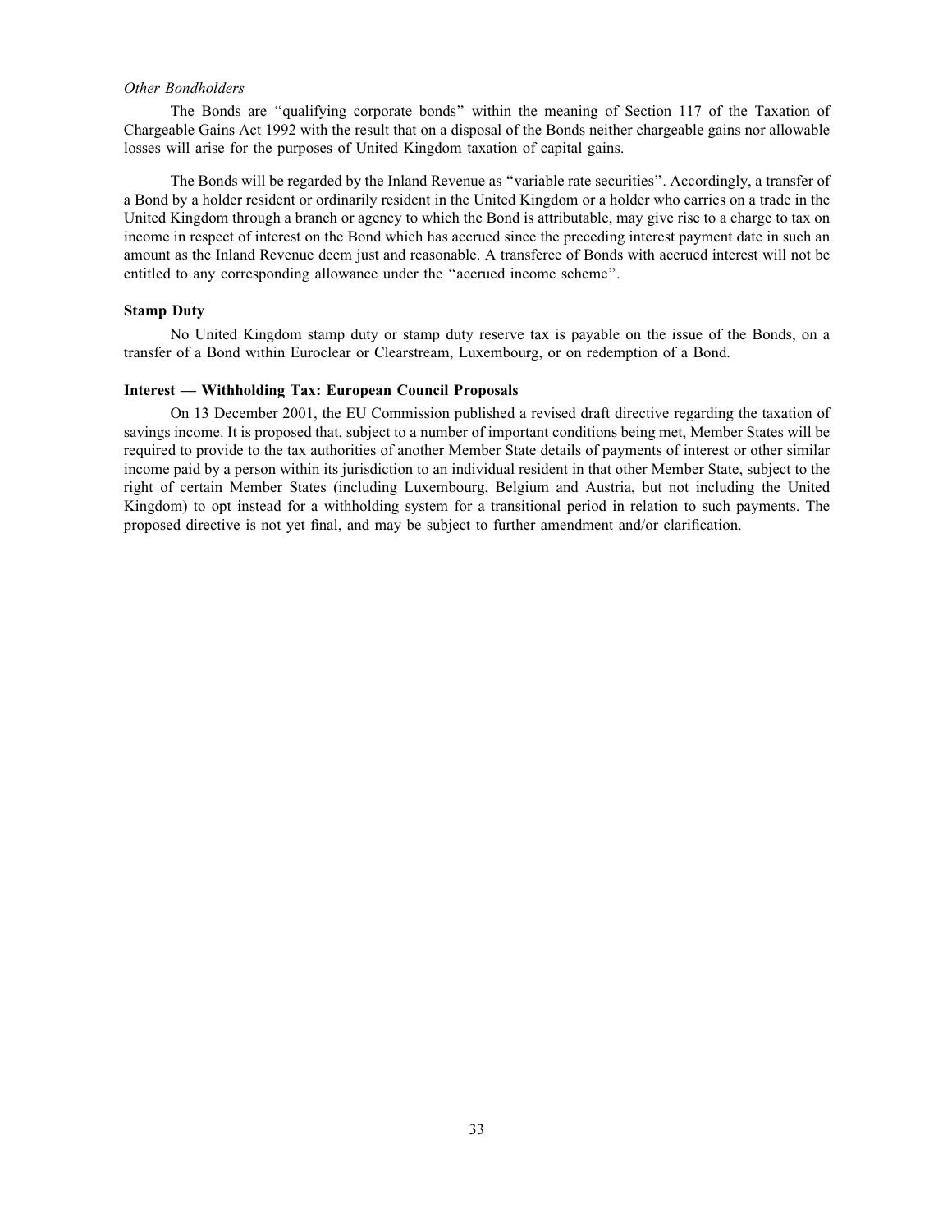*Other Bondholders*

The Bonds are "qualifying corporate bonds" within the meaning of Section 117 of the Taxation of Chargeable Gains Act 1992 with the result that on a disposal of the Bonds neither chargeable gains nor allowable losses will arise for the purposes of United Kingdom taxation of capital gains.

The Bonds will be regarded by the Inland Revenue as "variable rate securities". Accordingly, a transfer of a Bond by a holder resident or ordinarily resident in the United Kingdom or a holder who carries on a trade in the United Kingdom through a branch or agency to which the Bond is attributable, may give rise to a charge to tax on income in respect of interest on the Bond which has accrued since the preceding interest payment date in such an amount as the Inland Revenue deem just and reasonable. A transferee of Bonds with accrued interest will not be entitled to any corresponding allowance under the "accrued income scheme".

**Stamp Duty**

No United Kingdom stamp duty or stamp duty reserve tax is payable on the issue of the Bonds, on a transfer of a Bond within Euroclear or Clearstream, Luxembourg, or on redemption of a Bond.

**Interest — Withholding Tax: European Council Proposals**

On 13 December 2001, the EU Commission published a revised draft directive regarding the taxation of savings income. It is proposed that, subject to a number of important conditions being met, Member States will be required to provide to the tax authorities of another Member State details of payments of interest or other similar income paid by a person within its jurisdiction to an individual resident in that other Member State, subject to the right of certain Member States (including Luxembourg, Belgium and Austria, but not including the United Kingdom) to opt instead for a withholding system for a transitional period in relation to such payments. The proposed directive is not yet final, and may be subject to further amendment and/or clarification.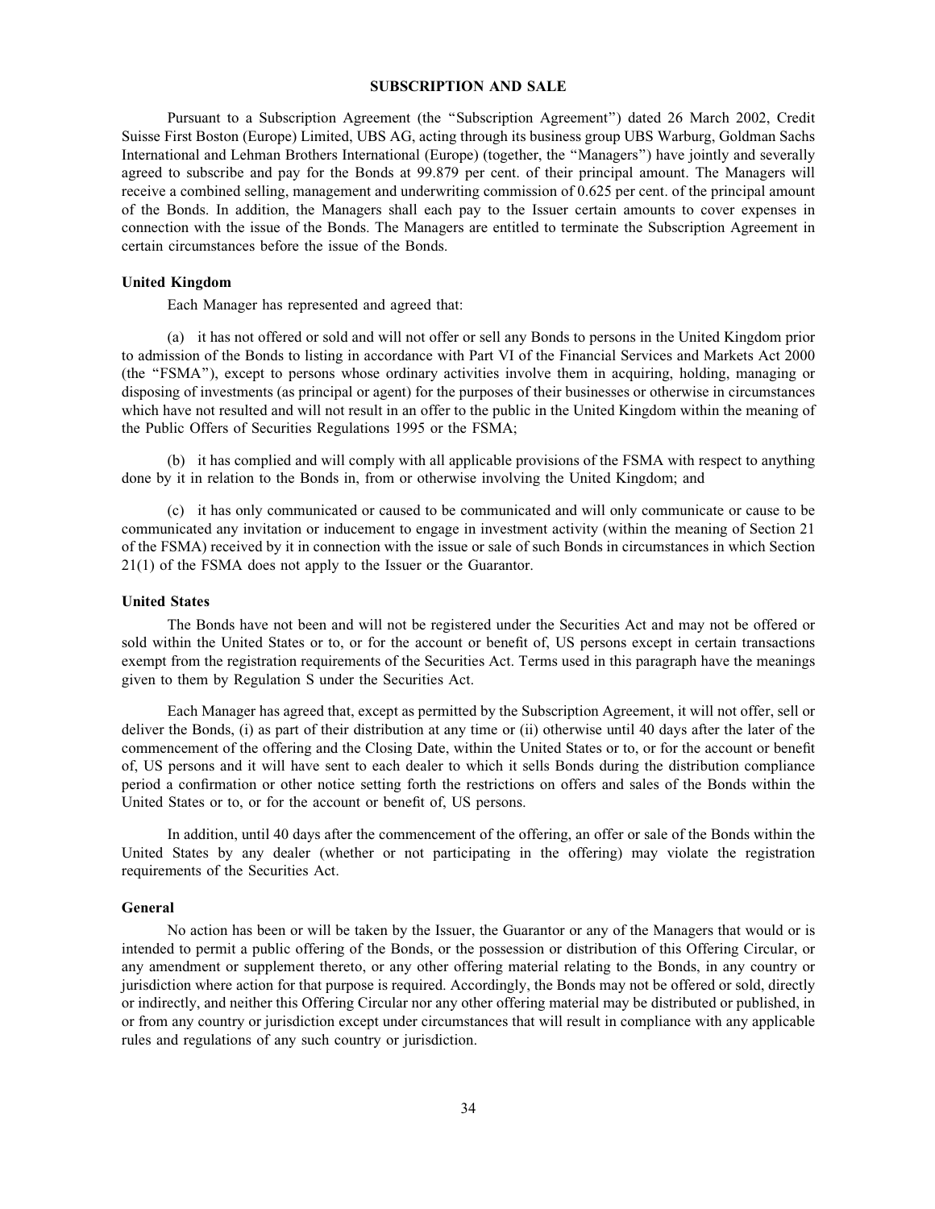# SUBSCRIPTION AND SALE

Pursuant to a Subscription Agreement (the "Subscription Agreement") dated 26 March 2002, Credit Suisse First Boston (Europe) Limited, UBS AG, acting through its business group UBS Warburg, Goldman Sachs International and Lehman Brothers International (Europe) (together, the "Managers") have jointly and severally agreed to subscribe and pay for the Bonds at 99.879 per cent. of their principal amount. The Managers will receive a combined selling, management and underwriting commission of 0.625 per cent. of the principal amount of the Bonds. In addition, the Managers shall each pay to the Issuer certain amounts to cover expenses in connection with the issue of the Bonds. The Managers are entitled to terminate the Subscription Agreement in certain circumstances before the issue of the Bonds.

## United Kingdom

Each Manager has represented and agreed that:

(a) it has not offered or sold and will not offer or sell any Bonds to persons in the United Kingdom prior to admission of the Bonds to listing in accordance with Part VI of the Financial Services and Markets Act 2000 (the "FSMA"), except to persons whose ordinary activities involve them in acquiring, holding, managing or disposing of investments (as principal or agent) for the purposes of their businesses or otherwise in circumstances which have not resulted and will not result in an offer to the public in the United Kingdom within the meaning of the Public Offers of Securities Regulations 1995 or the FSMA;

(b) it has complied and will comply with all applicable provisions of the FSMA with respect to anything done by it in relation to the Bonds in, from or otherwise involving the United Kingdom; and

(c) it has only communicated or caused to be communicated and will only communicate or cause to be communicated any invitation or inducement to engage in investment activity (within the meaning of Section 21 of the FSMA) received by it in connection with the issue or sale of such Bonds in circumstances in which Section 21(1) of the FSMA does not apply to the Issuer or the Guarantor.

## United States

The Bonds have not been and will not be registered under the Securities Act and may not be offered or sold within the United States or to, or for the account or benefit of, US persons except in certain transactions exempt from the registration requirements of the Securities Act. Terms used in this paragraph have the meanings given to them by Regulation S under the Securities Act.

Each Manager has agreed that, except as permitted by the Subscription Agreement, it will not offer, sell or deliver the Bonds, (i) as part of their distribution at any time or (ii) otherwise until 40 days after the later of the commencement of the offering and the Closing Date, within the United States or to, or for the account or benefit of, US persons and it will have sent to each dealer to which it sells Bonds during the distribution compliance period a confirmation or other notice setting forth the restrictions on offers and sales of the Bonds within the United States or to, or for the account or benefit of, US persons.

In addition, until 40 days after the commencement of the offering, an offer or sale of the Bonds within the United States by any dealer (whether or not participating in the offering) may violate the registration requirements of the Securities Act.

## General

No action has been or will be taken by the Issuer, the Guarantor or any of the Managers that would or is intended to permit a public offering of the Bonds, or the possession or distribution of this Offering Circular, or any amendment or supplement thereto, or any other offering material relating to the Bonds, in any country or jurisdiction where action for that purpose is required. Accordingly, the Bonds may not be offered or sold, directly or indirectly, and neither this Offering Circular nor any other offering material may be distributed or published, in or from any country or jurisdiction except under circumstances that will result in compliance with any applicable rules and regulations of any such country or jurisdiction.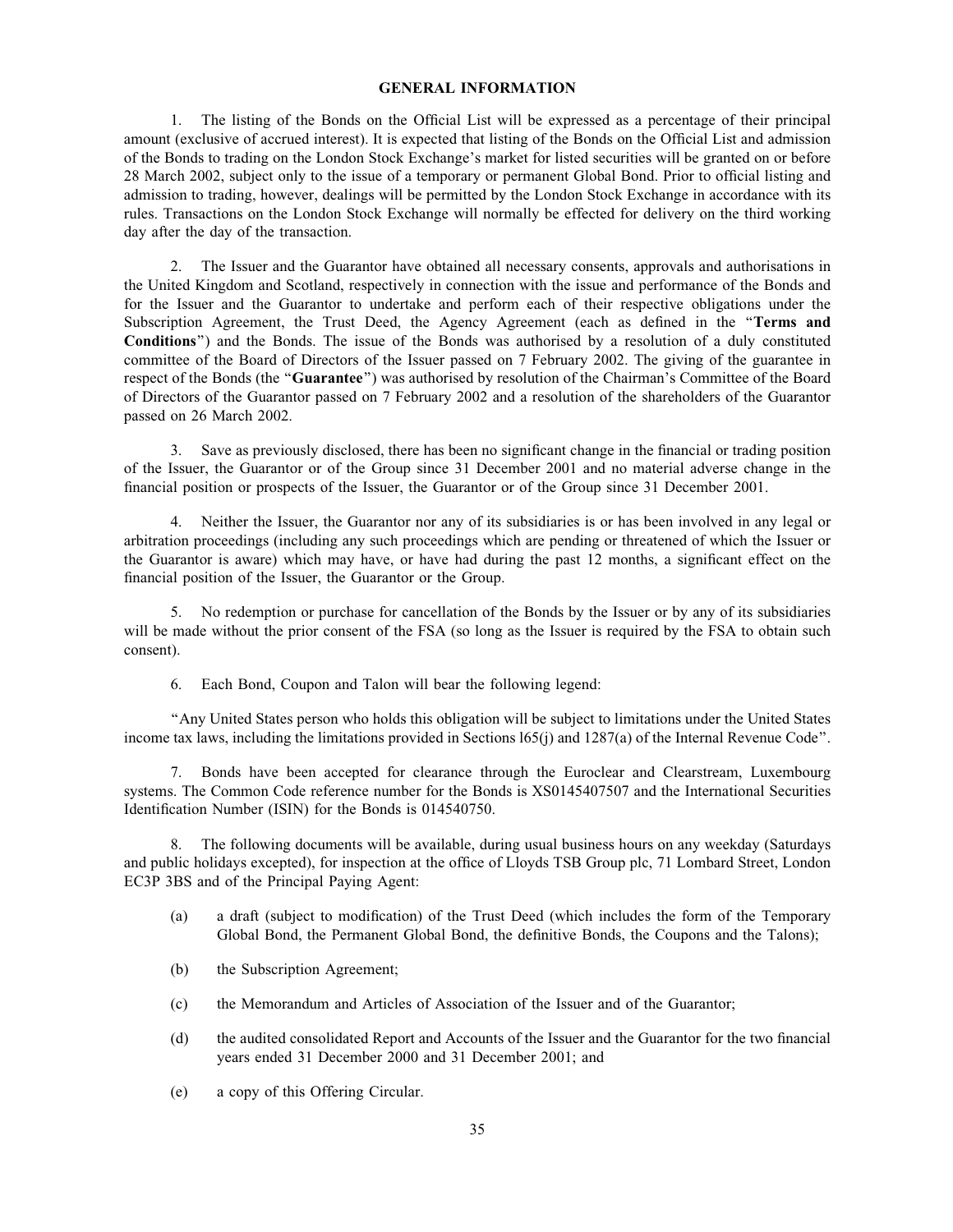## GENERAL INFORMATION

1. The listing of the Bonds on the Official List will be expressed as a percentage of their principal amount (exclusive of accrued interest). It is expected that listing of the Bonds on the Official List and admission of the Bonds to trading on the London Stock Exchange's market for listed securities will be granted on or before 28 March 2002, subject only to the issue of a temporary or permanent Global Bond. Prior to official listing and admission to trading, however, dealings will be permitted by the London Stock Exchange in accordance with its rules. Transactions on the London Stock Exchange will normally be effected for delivery on the third working day after the day of the transaction.

2. The Issuer and the Guarantor have obtained all necessary consents, approvals and authorisations in the United Kingdom and Scotland, respectively in connection with the issue and performance of the Bonds and for the Issuer and the Guarantor to undertake and perform each of their respective obligations under the Subscription Agreement, the Trust Deed, the Agency Agreement (each as defined in the "**Terms and Conditions**") and the Bonds. The issue of the Bonds was authorised by a resolution of a duly constituted committee of the Board of Directors of the Issuer passed on 7 February 2002. The giving of the guarantee in respect of the Bonds (the "**Guarantee**") was authorised by resolution of the Chairman's Committee of the Board of Directors of the Guarantor passed on 7 February 2002 and a resolution of the shareholders of the Guarantor passed on 26 March 2002.

3. Save as previously disclosed, there has been no significant change in the financial or trading position of the Issuer, the Guarantor or of the Group since 31 December 2001 and no material adverse change in the financial position or prospects of the Issuer, the Guarantor or of the Group since 31 December 2001.

4. Neither the Issuer, the Guarantor nor any of its subsidiaries is or has been involved in any legal or arbitration proceedings (including any such proceedings which are pending or threatened of which the Issuer or the Guarantor is aware) which may have, or have had during the past 12 months, a significant effect on the financial position of the Issuer, the Guarantor or the Group.

5. No redemption or purchase for cancellation of the Bonds by the Issuer or by any of its subsidiaries will be made without the prior consent of the FSA (so long as the Issuer is required by the FSA to obtain such consent).

6. Each Bond, Coupon and Talon will bear the following legend:

"Any United States person who holds this obligation will be subject to limitations under the United States income tax laws, including the limitations provided in Sections l65(j) and 1287(a) of the Internal Revenue Code".

7. Bonds have been accepted for clearance through the Euroclear and Clearstream, Luxembourg systems. The Common Code reference number for the Bonds is XS0145407507 and the International Securities Identification Number (ISIN) for the Bonds is 014540750.

8. The following documents will be available, during usual business hours on any weekday (Saturdays and public holidays excepted), for inspection at the office of Lloyds TSB Group plc, 71 Lombard Street, London EC3P 3BS and of the Principal Paying Agent:

(a) a draft (subject to modification) of the Trust Deed (which includes the form of the Temporary Global Bond, the Permanent Global Bond, the definitive Bonds, the Coupons and the Talons);

(b) the Subscription Agreement;

(c) the Memorandum and Articles of Association of the Issuer and of the Guarantor;

(d) the audited consolidated Report and Accounts of the Issuer and the Guarantor for the two financial years ended 31 December 2000 and 31 December 2001; and

(e) a copy of this Offering Circular.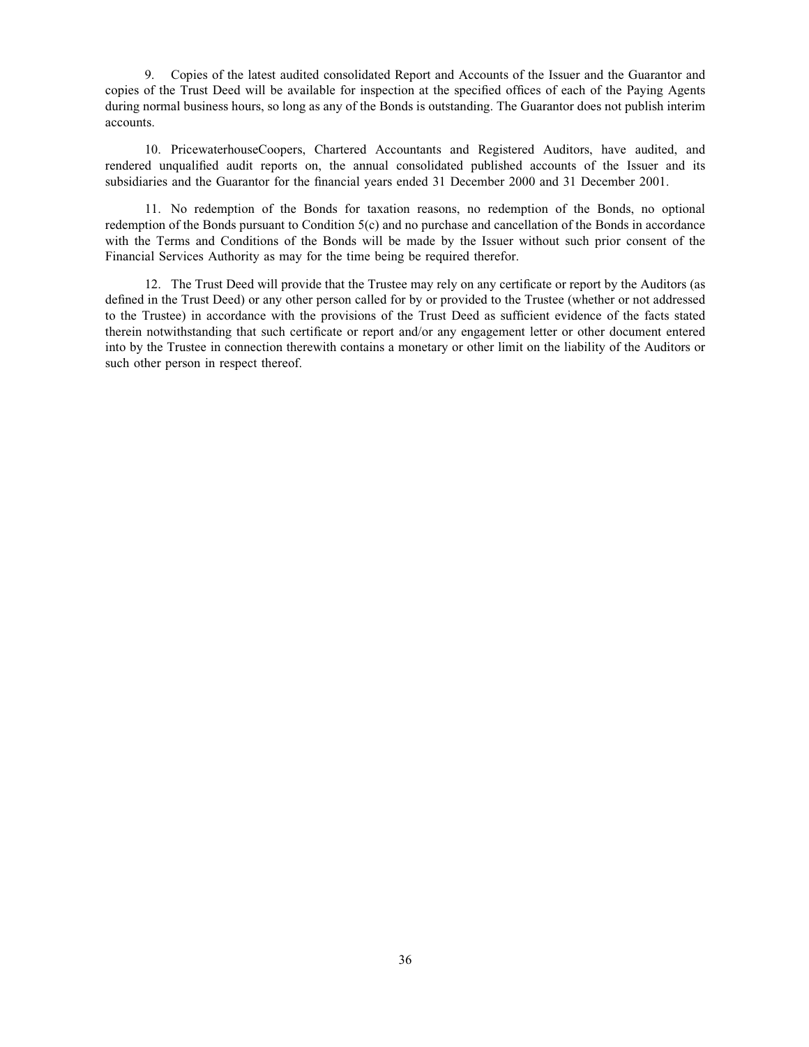9. Copies of the latest audited consolidated Report and Accounts of the Issuer and the Guarantor and copies of the Trust Deed will be available for inspection at the specified offices of each of the Paying Agents during normal business hours, so long as any of the Bonds is outstanding. The Guarantor does not publish interim accounts.

10. PricewaterhouseCoopers, Chartered Accountants and Registered Auditors, have audited, and rendered unqualified audit reports on, the annual consolidated published accounts of the Issuer and its subsidiaries and the Guarantor for the financial years ended 31 December 2000 and 31 December 2001.

11. No redemption of the Bonds for taxation reasons, no redemption of the Bonds, no optional redemption of the Bonds pursuant to Condition 5(c) and no purchase and cancellation of the Bonds in accordance with the Terms and Conditions of the Bonds will be made by the Issuer without such prior consent of the Financial Services Authority as may for the time being be required therefor.

12. The Trust Deed will provide that the Trustee may rely on any certificate or report by the Auditors (as defined in the Trust Deed) or any other person called for by or provided to the Trustee (whether or not addressed to the Trustee) in accordance with the provisions of the Trust Deed as sufficient evidence of the facts stated therein notwithstanding that such certificate or report and/or any engagement letter or other document entered into by the Trustee in connection therewith contains a monetary or other limit on the liability of the Auditors or such other person in respect thereof.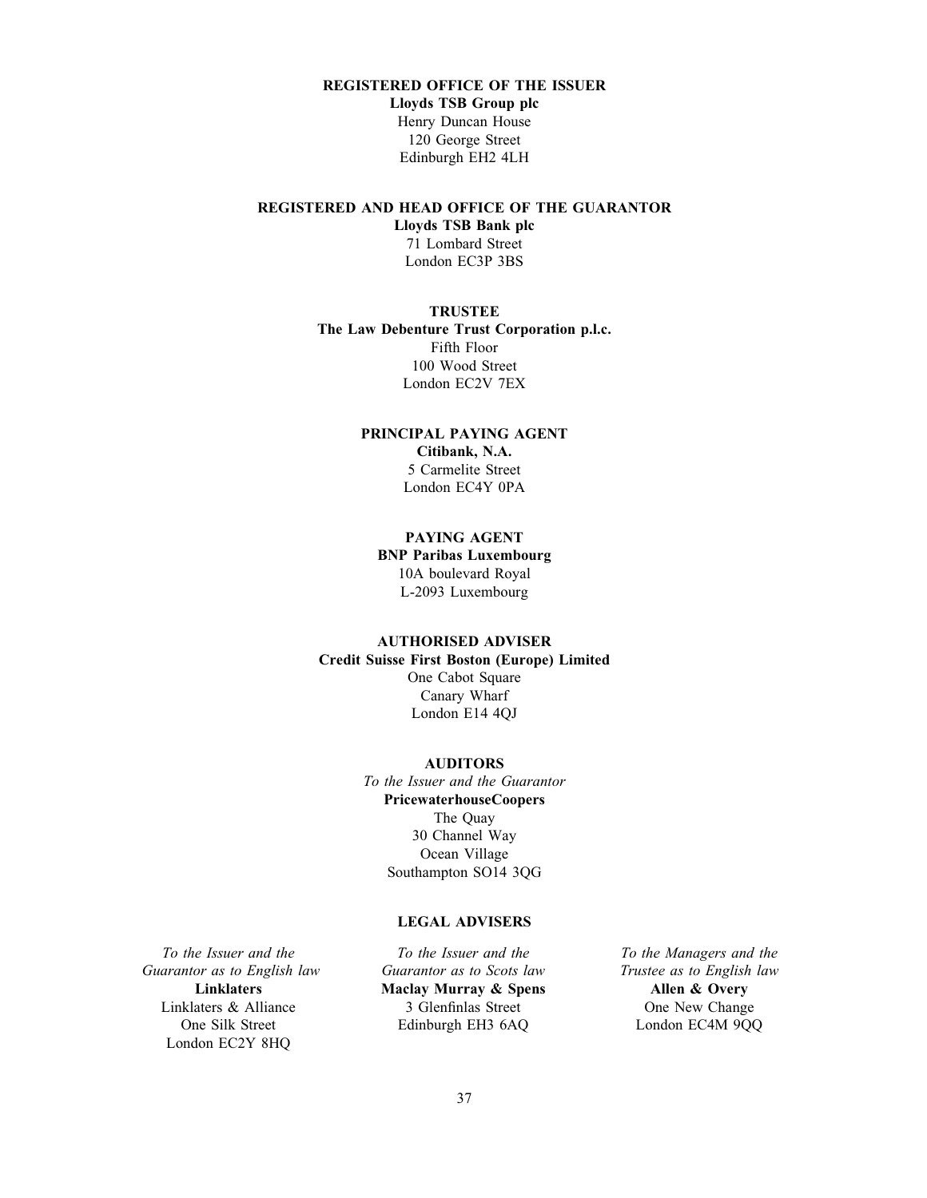**REGISTERED OFFICE OF THE ISSUER**

**Lloyds TSB Group plc**
Henry Duncan House
120 George Street
Edinburgh EH2 4LH

**REGISTERED AND HEAD OFFICE OF THE GUARANTOR**

**Lloyds TSB Bank plc**
71 Lombard Street
London EC3P 3BS

**TRUSTEE**

**The Law Debenture Trust Corporation p.l.c.**
Fifth Floor
100 Wood Street
London EC2V 7EX

**PRINCIPAL PAYING AGENT**

**Citibank, N.A.**
5 Carmelite Street
London EC4Y 0PA

**PAYING AGENT**

**BNP Paribas Luxembourg**
10A boulevard Royal
L-2093 Luxembourg

**AUTHORISED ADVISER**

**Credit Suisse First Boston (Europe) Limited**
One Cabot Square
Canary Wharf
London E14 4QJ

**AUDITORS**

*To the Issuer and the Guarantor*
**PricewaterhouseCoopers**
The Quay
30 Channel Way
Ocean Village
Southampton SO14 3QG

**LEGAL ADVISERS**

*To the Issuer and the Guarantor as to English law*
**Linklaters**
Linklaters & Alliance
One Silk Street
London EC2Y 8HQ

*To the Issuer and the Guarantor as to Scots law*
**Maclay Murray & Spens**
3 Glenfinlas Street
Edinburgh EH3 6AQ

*To the Managers and the Trustee as to English law*
**Allen & Overy**
One New Change
London EC4M 9QQ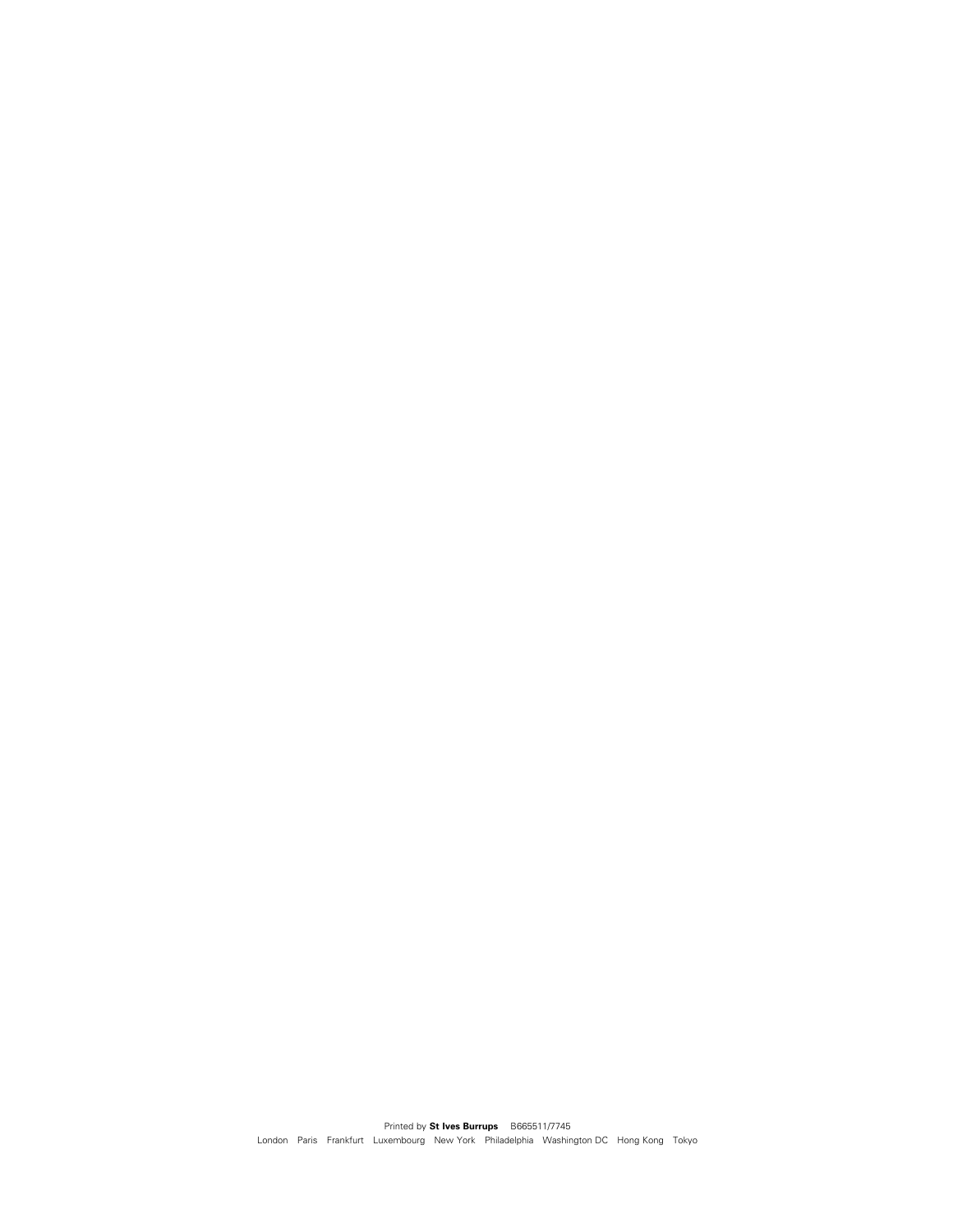Printed by **St Ives Burrups** B665511/7745

London Paris Frankfurt Luxembourg New York Philadelphia Washington DC Hong Kong Tokyo